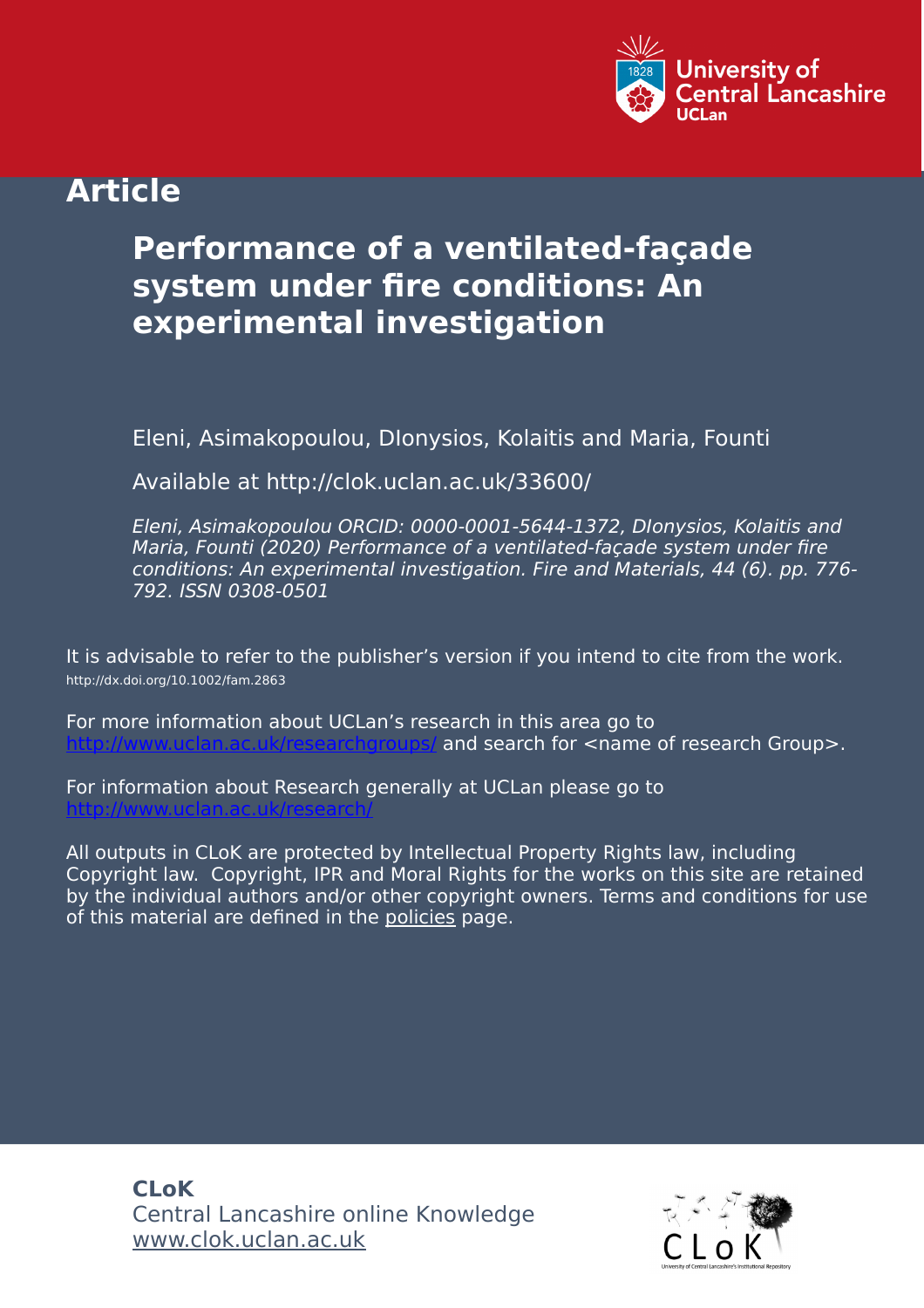University of Central Lancashire
UCLan

# Article

## Performance of a ventilated-façade system under fire conditions: An experimental investigation

Eleni, Asimakopoulou, DIonysios, Kolaitis and Maria, Founti

Available at http://clok.uclan.ac.uk/33600/

*Eleni, Asimakopoulou ORCID: 0000-0001-5644-1372, DIonysios, Kolaitis and Maria, Founti (2020) Performance of a ventilated-façade system under fire conditions: An experimental investigation. Fire and Materials, 44 (6). pp. 776-792. ISSN 0308-0501*

It is advisable to refer to the publisher's version if you intend to cite from the work.
http://dx.doi.org/10.1002/fam.2863

For more information about UCLan's research in this area go to http://www.uclan.ac.uk/researchgroups/ and search for <name of research Group>.

For information about Research generally at UCLan please go to http://www.uclan.ac.uk/research/

All outputs in CLoK are protected by Intellectual Property Rights law, including Copyright law. Copyright, IPR and Moral Rights for the works on this site are retained by the individual authors and/or other copyright owners. Terms and conditions for use of this material are defined in the policies page.

**CLoK**
Central Lancashire online Knowledge
www.clok.uclan.ac.uk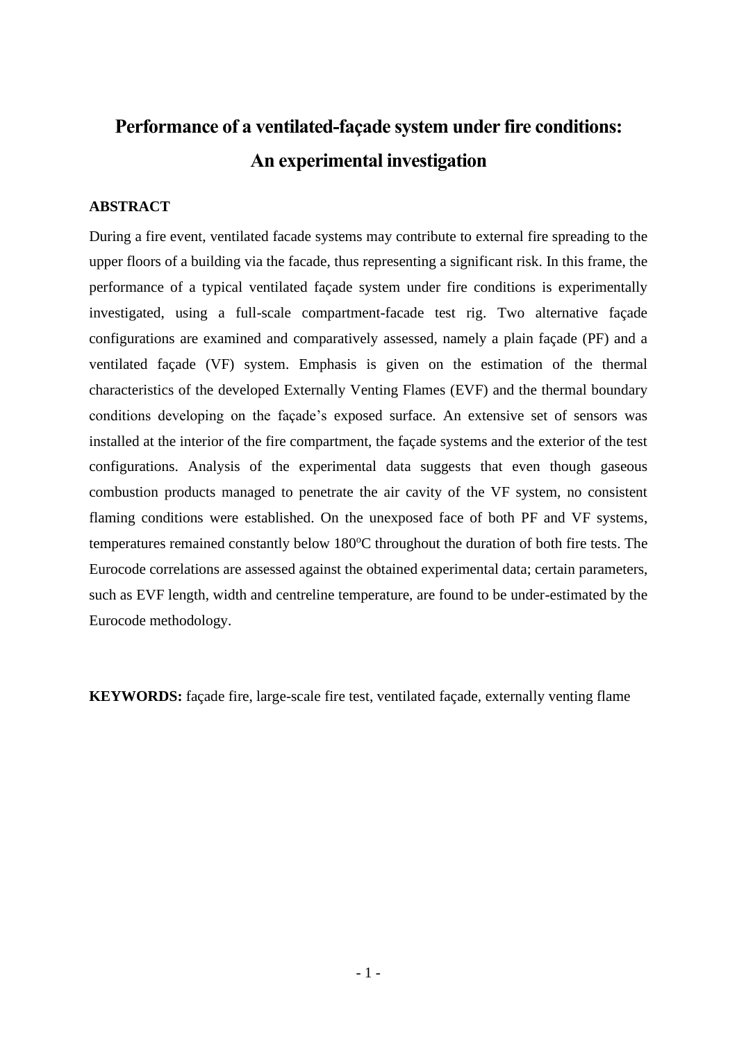# Performance of a ventilated-façade system under fire conditions: An experimental investigation

## ABSTRACT

During a fire event, ventilated facade systems may contribute to external fire spreading to the upper floors of a building via the facade, thus representing a significant risk. In this frame, the performance of a typical ventilated façade system under fire conditions is experimentally investigated, using a full-scale compartment-facade test rig. Two alternative façade configurations are examined and comparatively assessed, namely a plain façade (PF) and a ventilated façade (VF) system. Emphasis is given on the estimation of the thermal characteristics of the developed Externally Venting Flames (EVF) and the thermal boundary conditions developing on the façade's exposed surface. An extensive set of sensors was installed at the interior of the fire compartment, the façade systems and the exterior of the test configurations. Analysis of the experimental data suggests that even though gaseous combustion products managed to penetrate the air cavity of the VF system, no consistent flaming conditions were established. On the unexposed face of both PF and VF systems, temperatures remained constantly below 180$^{o}$C throughout the duration of both fire tests. The Eurocode correlations are assessed against the obtained experimental data; certain parameters, such as EVF length, width and centreline temperature, are found to be under-estimated by the Eurocode methodology.

**KEYWORDS:** façade fire, large-scale fire test, ventilated façade, externally venting flame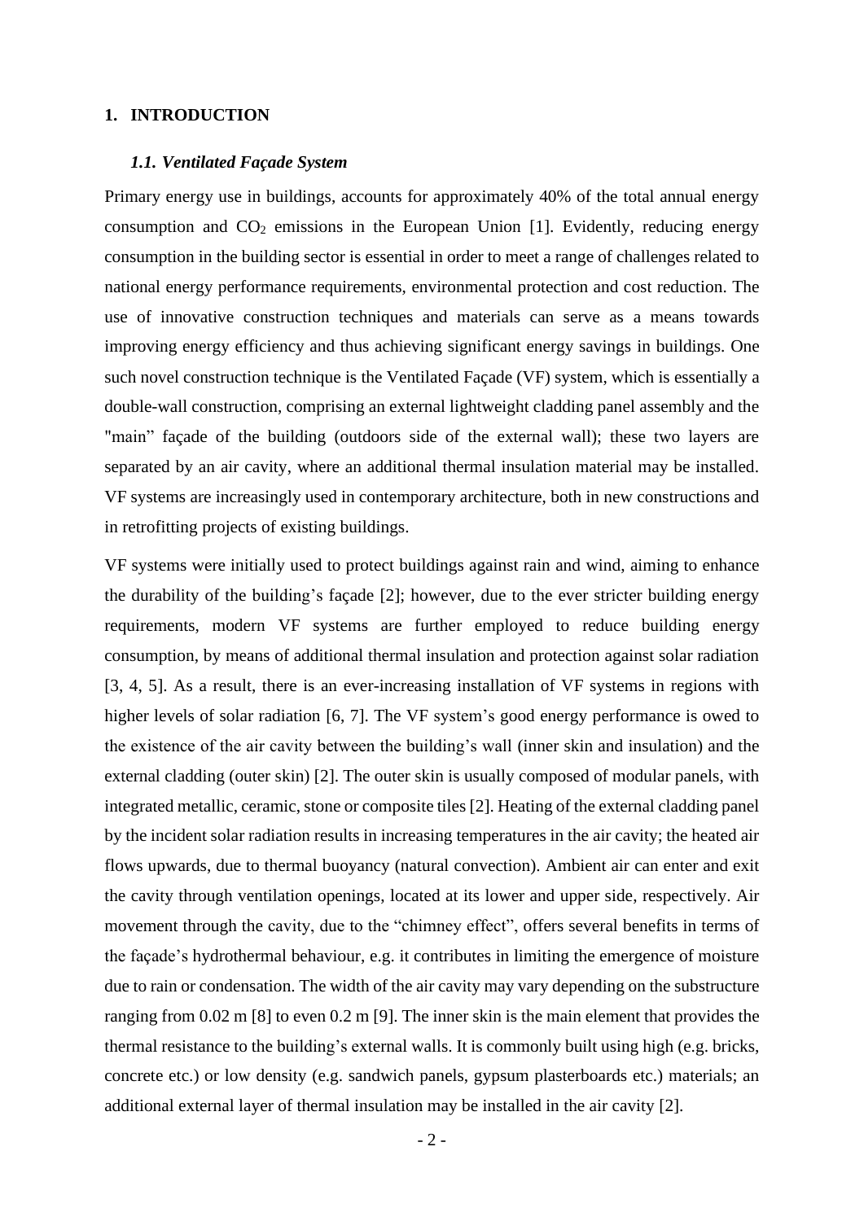# 1. INTRODUCTION

## *1.1. Ventilated Façade System*

Primary energy use in buildings, accounts for approximately 40% of the total annual energy consumption and $CO_2$ emissions in the European Union [1]. Evidently, reducing energy consumption in the building sector is essential in order to meet a range of challenges related to national energy performance requirements, environmental protection and cost reduction. The use of innovative construction techniques and materials can serve as a means towards improving energy efficiency and thus achieving significant energy savings in buildings. One such novel construction technique is the Ventilated Façade (VF) system, which is essentially a double-wall construction, comprising an external lightweight cladding panel assembly and the "main" façade of the building (outdoors side of the external wall); these two layers are separated by an air cavity, where an additional thermal insulation material may be installed. VF systems are increasingly used in contemporary architecture, both in new constructions and in retrofitting projects of existing buildings.

VF systems were initially used to protect buildings against rain and wind, aiming to enhance the durability of the building's façade [2]; however, due to the ever stricter building energy requirements, modern VF systems are further employed to reduce building energy consumption, by means of additional thermal insulation and protection against solar radiation [3, 4, 5]. As a result, there is an ever-increasing installation of VF systems in regions with higher levels of solar radiation [6, 7]. The VF system's good energy performance is owed to the existence of the air cavity between the building's wall (inner skin and insulation) and the external cladding (outer skin) [2]. The outer skin is usually composed of modular panels, with integrated metallic, ceramic, stone or composite tiles [2]. Heating of the external cladding panel by the incident solar radiation results in increasing temperatures in the air cavity; the heated air flows upwards, due to thermal buoyancy (natural convection). Ambient air can enter and exit the cavity through ventilation openings, located at its lower and upper side, respectively. Air movement through the cavity, due to the "chimney effect", offers several benefits in terms of the façade's hydrothermal behaviour, e.g. it contributes in limiting the emergence of moisture due to rain or condensation. The width of the air cavity may vary depending on the substructure ranging from 0.02 m [8] to even 0.2 m [9]. The inner skin is the main element that provides the thermal resistance to the building's external walls. It is commonly built using high (e.g. bricks, concrete etc.) or low density (e.g. sandwich panels, gypsum plasterboards etc.) materials; an additional external layer of thermal insulation may be installed in the air cavity [2].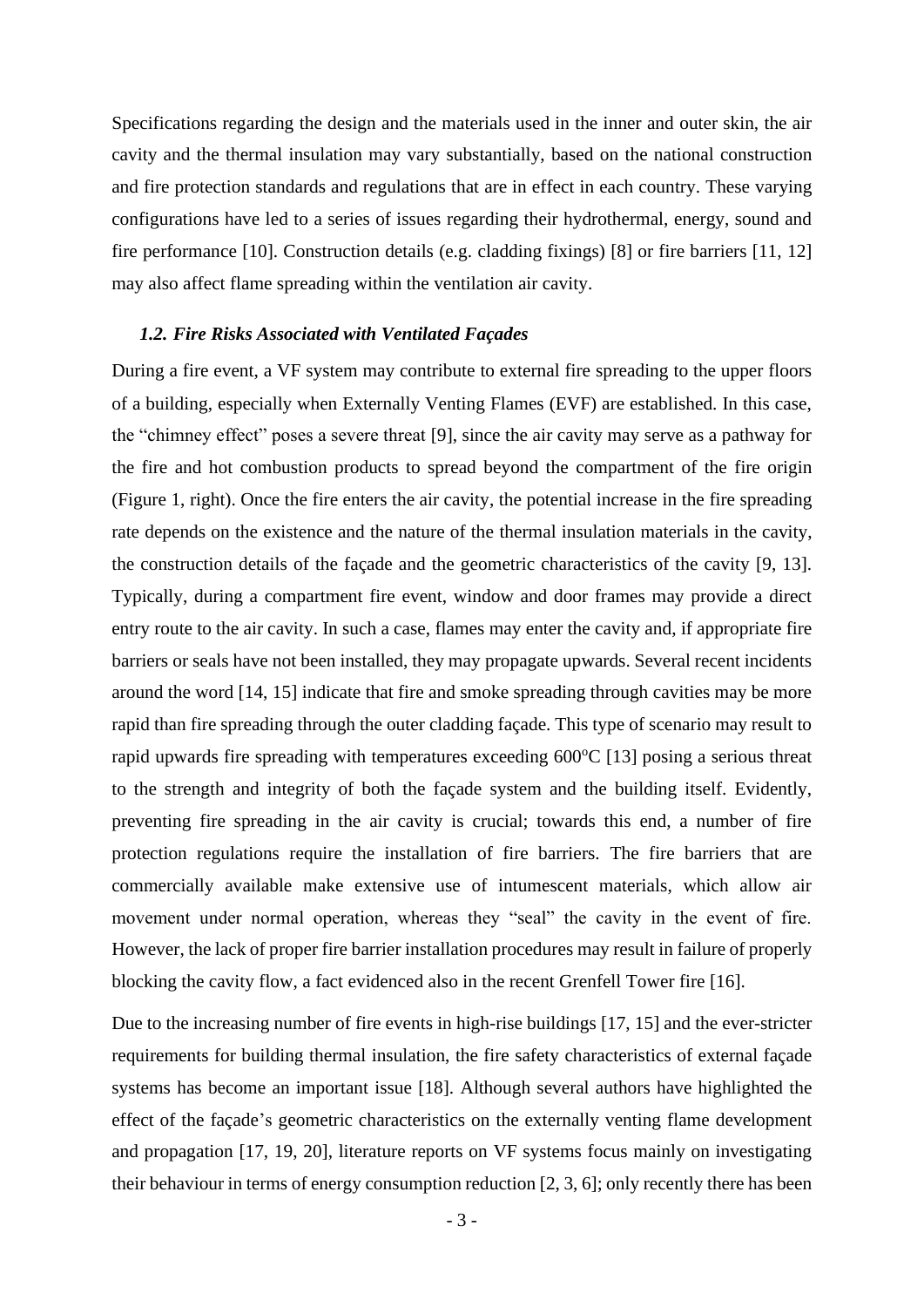Specifications regarding the design and the materials used in the inner and outer skin, the air cavity and the thermal insulation may vary substantially, based on the national construction and fire protection standards and regulations that are in effect in each country. These varying configurations have led to a series of issues regarding their hydrothermal, energy, sound and fire performance [10]. Construction details (e.g. cladding fixings) [8] or fire barriers [11, 12] may also affect flame spreading within the ventilation air cavity.

### *1.2. Fire Risks Associated with Ventilated Façades*

During a fire event, a VF system may contribute to external fire spreading to the upper floors of a building, especially when Externally Venting Flames (EVF) are established. In this case, the "chimney effect" poses a severe threat [9], since the air cavity may serve as a pathway for the fire and hot combustion products to spread beyond the compartment of the fire origin (Figure 1, right). Once the fire enters the air cavity, the potential increase in the fire spreading rate depends on the existence and the nature of the thermal insulation materials in the cavity, the construction details of the façade and the geometric characteristics of the cavity [9, 13]. Typically, during a compartment fire event, window and door frames may provide a direct entry route to the air cavity. In such a case, flames may enter the cavity and, if appropriate fire barriers or seals have not been installed, they may propagate upwards. Several recent incidents around the word [14, 15] indicate that fire and smoke spreading through cavities may be more rapid than fire spreading through the outer cladding façade. This type of scenario may result to rapid upwards fire spreading with temperatures exceeding 600°C [13] posing a serious threat to the strength and integrity of both the façade system and the building itself. Evidently, preventing fire spreading in the air cavity is crucial; towards this end, a number of fire protection regulations require the installation of fire barriers. The fire barriers that are commercially available make extensive use of intumescent materials, which allow air movement under normal operation, whereas they "seal" the cavity in the event of fire. However, the lack of proper fire barrier installation procedures may result in failure of properly blocking the cavity flow, a fact evidenced also in the recent Grenfell Tower fire [16].

Due to the increasing number of fire events in high-rise buildings [17, 15] and the ever-stricter requirements for building thermal insulation, the fire safety characteristics of external façade systems has become an important issue [18]. Although several authors have highlighted the effect of the façade's geometric characteristics on the externally venting flame development and propagation [17, 19, 20], literature reports on VF systems focus mainly on investigating their behaviour in terms of energy consumption reduction [2, 3, 6]; only recently there has been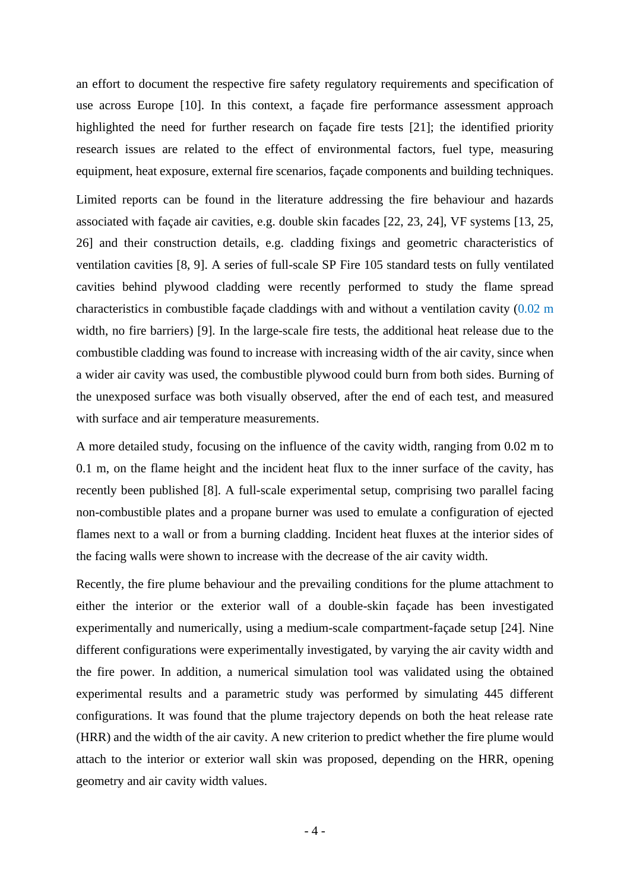an effort to document the respective fire safety regulatory requirements and specification of use across Europe [10]. In this context, a façade fire performance assessment approach highlighted the need for further research on façade fire tests [21]; the identified priority research issues are related to the effect of environmental factors, fuel type, measuring equipment, heat exposure, external fire scenarios, façade components and building techniques.

Limited reports can be found in the literature addressing the fire behaviour and hazards associated with façade air cavities, e.g. double skin facades [22, 23, 24], VF systems [13, 25, 26] and their construction details, e.g. cladding fixings and geometric characteristics of ventilation cavities [8, 9]. A series of full-scale SP Fire 105 standard tests on fully ventilated cavities behind plywood cladding were recently performed to study the flame spread characteristics in combustible façade claddings with and without a ventilation cavity (0.02 m width, no fire barriers) [9]. In the large-scale fire tests, the additional heat release due to the combustible cladding was found to increase with increasing width of the air cavity, since when a wider air cavity was used, the combustible plywood could burn from both sides. Burning of the unexposed surface was both visually observed, after the end of each test, and measured with surface and air temperature measurements.

A more detailed study, focusing on the influence of the cavity width, ranging from 0.02 m to 0.1 m, on the flame height and the incident heat flux to the inner surface of the cavity, has recently been published [8]. A full-scale experimental setup, comprising two parallel facing non-combustible plates and a propane burner was used to emulate a configuration of ejected flames next to a wall or from a burning cladding. Incident heat fluxes at the interior sides of the facing walls were shown to increase with the decrease of the air cavity width.

Recently, the fire plume behaviour and the prevailing conditions for the plume attachment to either the interior or the exterior wall of a double-skin façade has been investigated experimentally and numerically, using a medium-scale compartment-façade setup [24]. Nine different configurations were experimentally investigated, by varying the air cavity width and the fire power. In addition, a numerical simulation tool was validated using the obtained experimental results and a parametric study was performed by simulating 445 different configurations. It was found that the plume trajectory depends on both the heat release rate (HRR) and the width of the air cavity. A new criterion to predict whether the fire plume would attach to the interior or exterior wall skin was proposed, depending on the HRR, opening geometry and air cavity width values.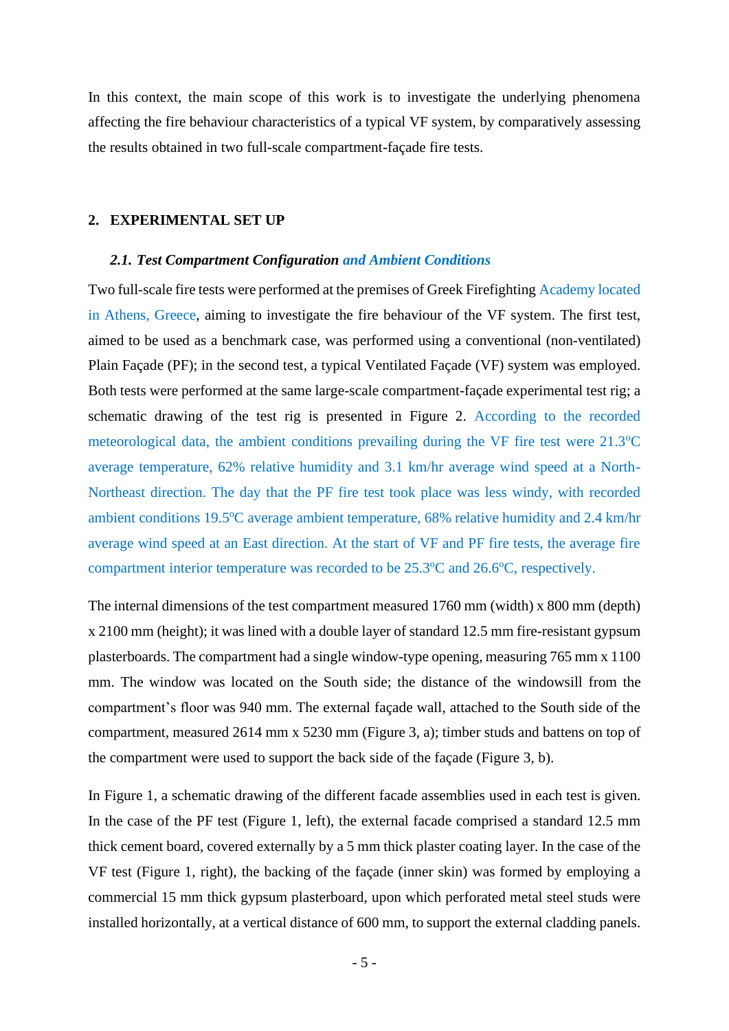In this context, the main scope of this work is to investigate the underlying phenomena affecting the fire behaviour characteristics of a typical VF system, by comparatively assessing the results obtained in two full-scale compartment-façade fire tests.

## 2. EXPERIMENTAL SET UP

### *2.1. Test Compartment Configuration and Ambient Conditions*

Two full-scale fire tests were performed at the premises of Greek Firefighting Academy located in Athens, Greece, aiming to investigate the fire behaviour of the VF system. The first test, aimed to be used as a benchmark case, was performed using a conventional (non-ventilated) Plain Façade (PF); in the second test, a typical Ventilated Façade (VF) system was employed. Both tests were performed at the same large-scale compartment-façade experimental test rig; a schematic drawing of the test rig is presented in Figure 2. According to the recorded meteorological data, the ambient conditions prevailing during the VF fire test were 21.3$^{o}$C average temperature, 62% relative humidity and 3.1 km/hr average wind speed at a North-Northeast direction. The day that the PF fire test took place was less windy, with recorded ambient conditions 19.5$^{o}$C average ambient temperature, 68% relative humidity and 2.4 km/hr average wind speed at an East direction. At the start of VF and PF fire tests, the average fire compartment interior temperature was recorded to be 25.3$^{o}$C and 26.6$^{o}$C, respectively.

The internal dimensions of the test compartment measured 1760 mm (width) x 800 mm (depth) x 2100 mm (height); it was lined with a double layer of standard 12.5 mm fire-resistant gypsum plasterboards. The compartment had a single window-type opening, measuring 765 mm x 1100 mm. The window was located on the South side; the distance of the windowsill from the compartment's floor was 940 mm. The external façade wall, attached to the South side of the compartment, measured 2614 mm x 5230 mm (Figure 3, a); timber studs and battens on top of the compartment were used to support the back side of the façade (Figure 3, b).

In Figure 1, a schematic drawing of the different facade assemblies used in each test is given. In the case of the PF test (Figure 1, left), the external facade comprised a standard 12.5 mm thick cement board, covered externally by a 5 mm thick plaster coating layer. In the case of the VF test (Figure 1, right), the backing of the façade (inner skin) was formed by employing a commercial 15 mm thick gypsum plasterboard, upon which perforated metal steel studs were installed horizontally, at a vertical distance of 600 mm, to support the external cladding panels.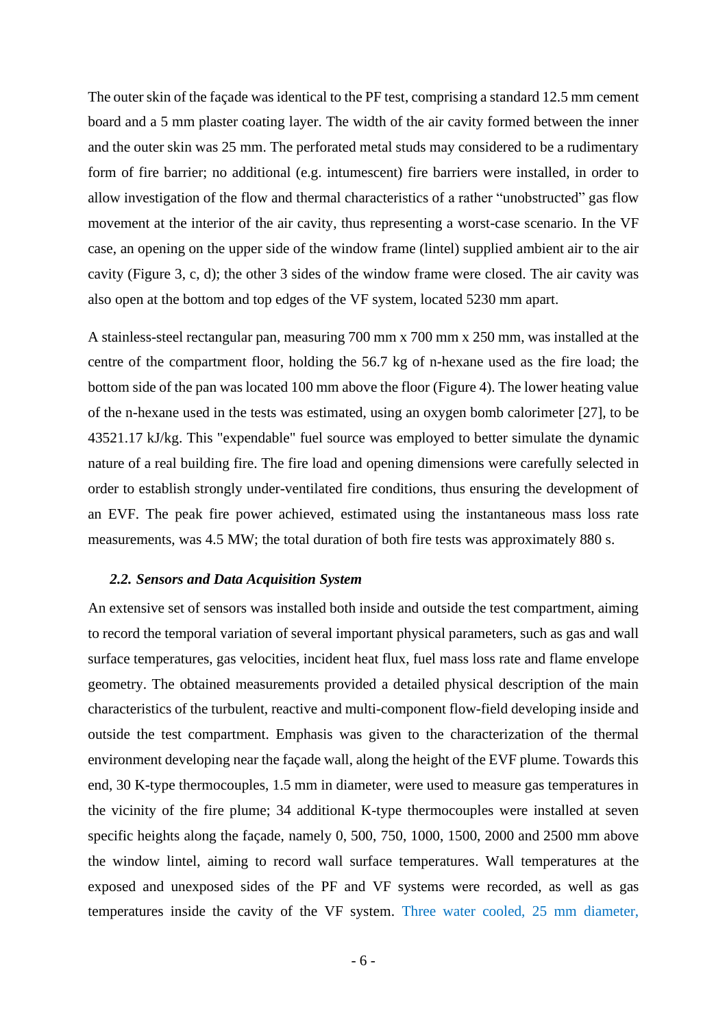The outer skin of the façade was identical to the PF test, comprising a standard 12.5 mm cement board and a 5 mm plaster coating layer. The width of the air cavity formed between the inner and the outer skin was 25 mm. The perforated metal studs may considered to be a rudimentary form of fire barrier; no additional (e.g. intumescent) fire barriers were installed, in order to allow investigation of the flow and thermal characteristics of a rather "unobstructed" gas flow movement at the interior of the air cavity, thus representing a worst-case scenario. In the VF case, an opening on the upper side of the window frame (lintel) supplied ambient air to the air cavity (Figure 3, c, d); the other 3 sides of the window frame were closed. The air cavity was also open at the bottom and top edges of the VF system, located 5230 mm apart.

A stainless-steel rectangular pan, measuring 700 mm x 700 mm x 250 mm, was installed at the centre of the compartment floor, holding the 56.7 kg of n-hexane used as the fire load; the bottom side of the pan was located 100 mm above the floor (Figure 4). The lower heating value of the n-hexane used in the tests was estimated, using an oxygen bomb calorimeter [27], to be 43521.17 kJ/kg. This "expendable" fuel source was employed to better simulate the dynamic nature of a real building fire. The fire load and opening dimensions were carefully selected in order to establish strongly under-ventilated fire conditions, thus ensuring the development of an EVF. The peak fire power achieved, estimated using the instantaneous mass loss rate measurements, was 4.5 MW; the total duration of both fire tests was approximately 880 s.

### *2.2. Sensors and Data Acquisition System*

An extensive set of sensors was installed both inside and outside the test compartment, aiming to record the temporal variation of several important physical parameters, such as gas and wall surface temperatures, gas velocities, incident heat flux, fuel mass loss rate and flame envelope geometry. The obtained measurements provided a detailed physical description of the main characteristics of the turbulent, reactive and multi-component flow-field developing inside and outside the test compartment. Emphasis was given to the characterization of the thermal environment developing near the façade wall, along the height of the EVF plume. Towards this end, 30 K-type thermocouples, 1.5 mm in diameter, were used to measure gas temperatures in the vicinity of the fire plume; 34 additional K-type thermocouples were installed at seven specific heights along the façade, namely 0, 500, 750, 1000, 1500, 2000 and 2500 mm above the window lintel, aiming to record wall surface temperatures. Wall temperatures at the exposed and unexposed sides of the PF and VF systems were recorded, as well as gas temperatures inside the cavity of the VF system. Three water cooled, 25 mm diameter,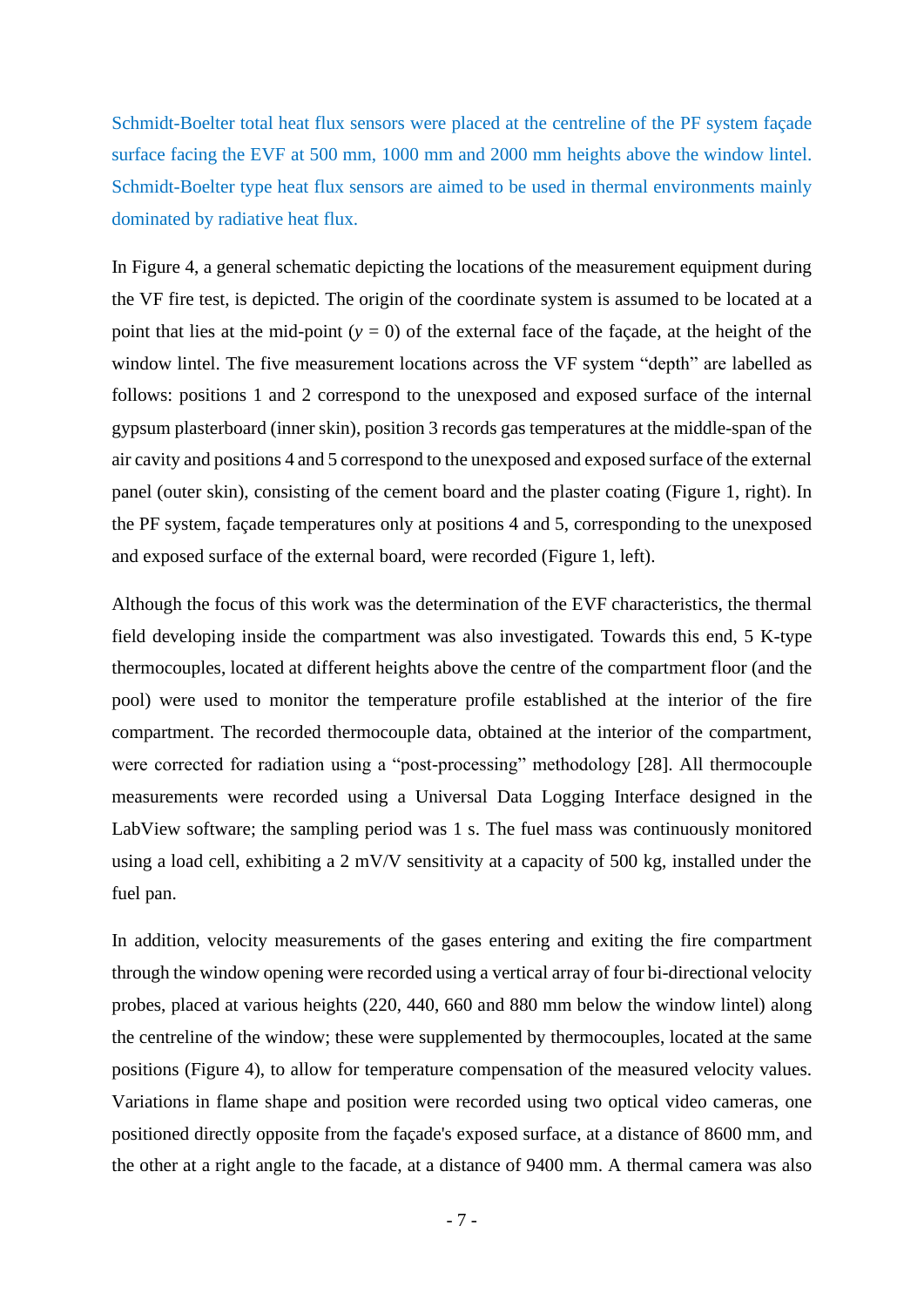Schmidt-Boelter total heat flux sensors were placed at the centreline of the PF system façade surface facing the EVF at 500 mm, 1000 mm and 2000 mm heights above the window lintel. Schmidt-Boelter type heat flux sensors are aimed to be used in thermal environments mainly dominated by radiative heat flux.

In Figure 4, a general schematic depicting the locations of the measurement equipment during the VF fire test, is depicted. The origin of the coordinate system is assumed to be located at a point that lies at the mid-point ($y$ = 0) of the external face of the façade, at the height of the window lintel. The five measurement locations across the VF system "depth" are labelled as follows: positions 1 and 2 correspond to the unexposed and exposed surface of the internal gypsum plasterboard (inner skin), position 3 records gas temperatures at the middle-span of the air cavity and positions 4 and 5 correspond to the unexposed and exposed surface of the external panel (outer skin), consisting of the cement board and the plaster coating (Figure 1, right). In the PF system, façade temperatures only at positions 4 and 5, corresponding to the unexposed and exposed surface of the external board, were recorded (Figure 1, left).

Although the focus of this work was the determination of the EVF characteristics, the thermal field developing inside the compartment was also investigated. Towards this end, 5 K-type thermocouples, located at different heights above the centre of the compartment floor (and the pool) were used to monitor the temperature profile established at the interior of the fire compartment. The recorded thermocouple data, obtained at the interior of the compartment, were corrected for radiation using a "post-processing" methodology [28]. All thermocouple measurements were recorded using a Universal Data Logging Interface designed in the LabView software; the sampling period was 1 s. The fuel mass was continuously monitored using a load cell, exhibiting a 2 mV/V sensitivity at a capacity of 500 kg, installed under the fuel pan.

In addition, velocity measurements of the gases entering and exiting the fire compartment through the window opening were recorded using a vertical array of four bi-directional velocity probes, placed at various heights (220, 440, 660 and 880 mm below the window lintel) along the centreline of the window; these were supplemented by thermocouples, located at the same positions (Figure 4), to allow for temperature compensation of the measured velocity values. Variations in flame shape and position were recorded using two optical video cameras, one positioned directly opposite from the façade's exposed surface, at a distance of 8600 mm, and the other at a right angle to the facade, at a distance of 9400 mm. A thermal camera was also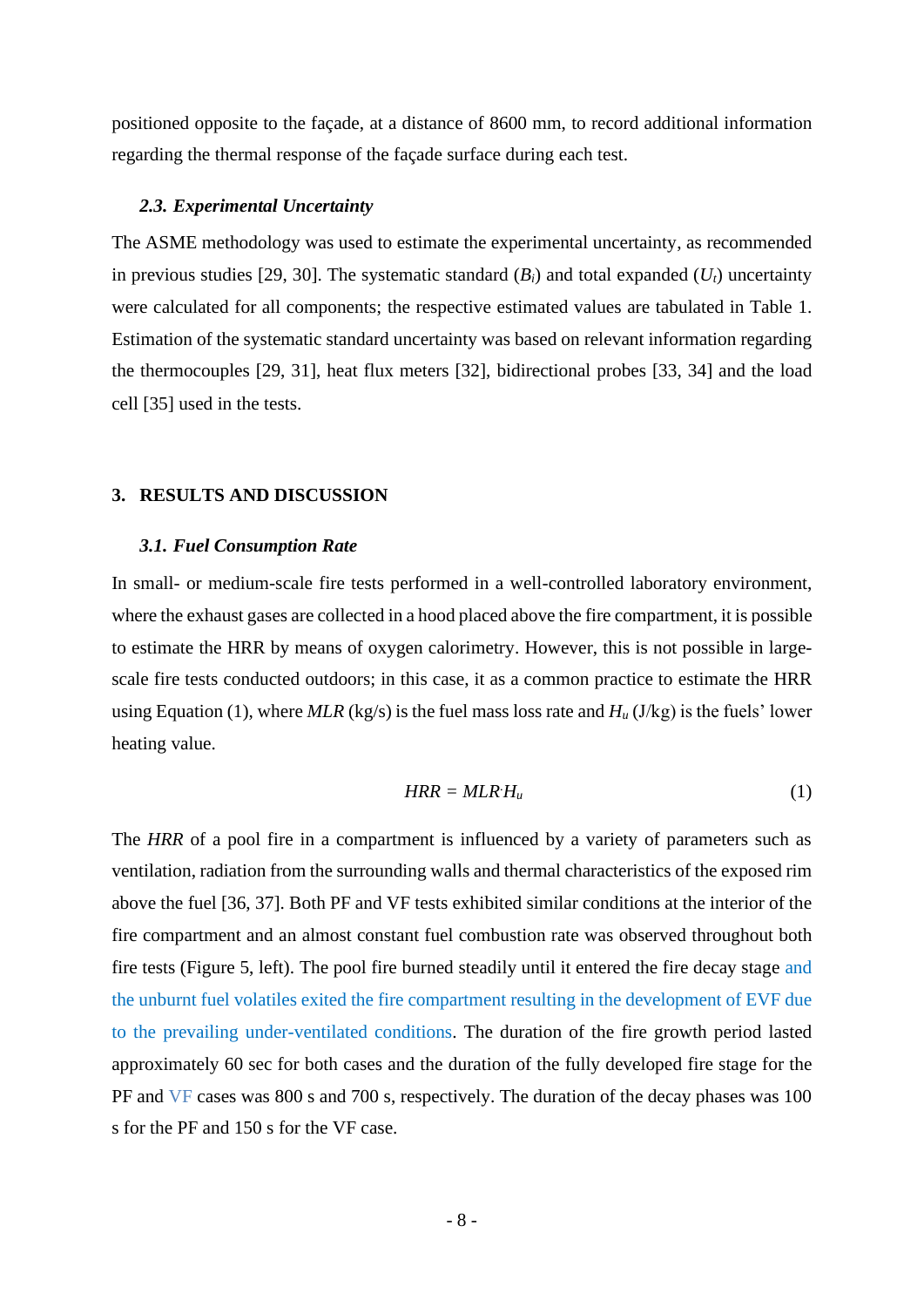positioned opposite to the façade, at a distance of 8600 mm, to record additional information regarding the thermal response of the façade surface during each test.

### *2.3. Experimental Uncertainty*

The ASME methodology was used to estimate the experimental uncertainty, as recommended in previous studies [29, 30]. The systematic standard ($B_i$) and total expanded ($U_t$) uncertainty were calculated for all components; the respective estimated values are tabulated in Table 1. Estimation of the systematic standard uncertainty was based on relevant information regarding the thermocouples [29, 31], heat flux meters [32], bidirectional probes [33, 34] and the load cell [35] used in the tests.

## 3. RESULTS AND DISCUSSION

### *3.1. Fuel Consumption Rate*

In small- or medium-scale fire tests performed in a well-controlled laboratory environment, where the exhaust gases are collected in a hood placed above the fire compartment, it is possible to estimate the HRR by means of oxygen calorimetry. However, this is not possible in large-scale fire tests conducted outdoors; in this case, it as a common practice to estimate the HRR using Equation (1), where *MLR* (kg/s) is the fuel mass loss rate and $H_u$ (J/kg) is the fuels' lower heating value.

$$HRR = MLR \cdot H_u \tag{1}$$

The *HRR* of a pool fire in a compartment is influenced by a variety of parameters such as ventilation, radiation from the surrounding walls and thermal characteristics of the exposed rim above the fuel [36, 37]. Both PF and VF tests exhibited similar conditions at the interior of the fire compartment and an almost constant fuel combustion rate was observed throughout both fire tests (Figure 5, left). The pool fire burned steadily until it entered the fire decay stage and the unburnt fuel volatiles exited the fire compartment resulting in the development of EVF due to the prevailing under-ventilated conditions. The duration of the fire growth period lasted approximately 60 sec for both cases and the duration of the fully developed fire stage for the PF and VF cases was 800 s and 700 s, respectively. The duration of the decay phases was 100 s for the PF and 150 s for the VF case.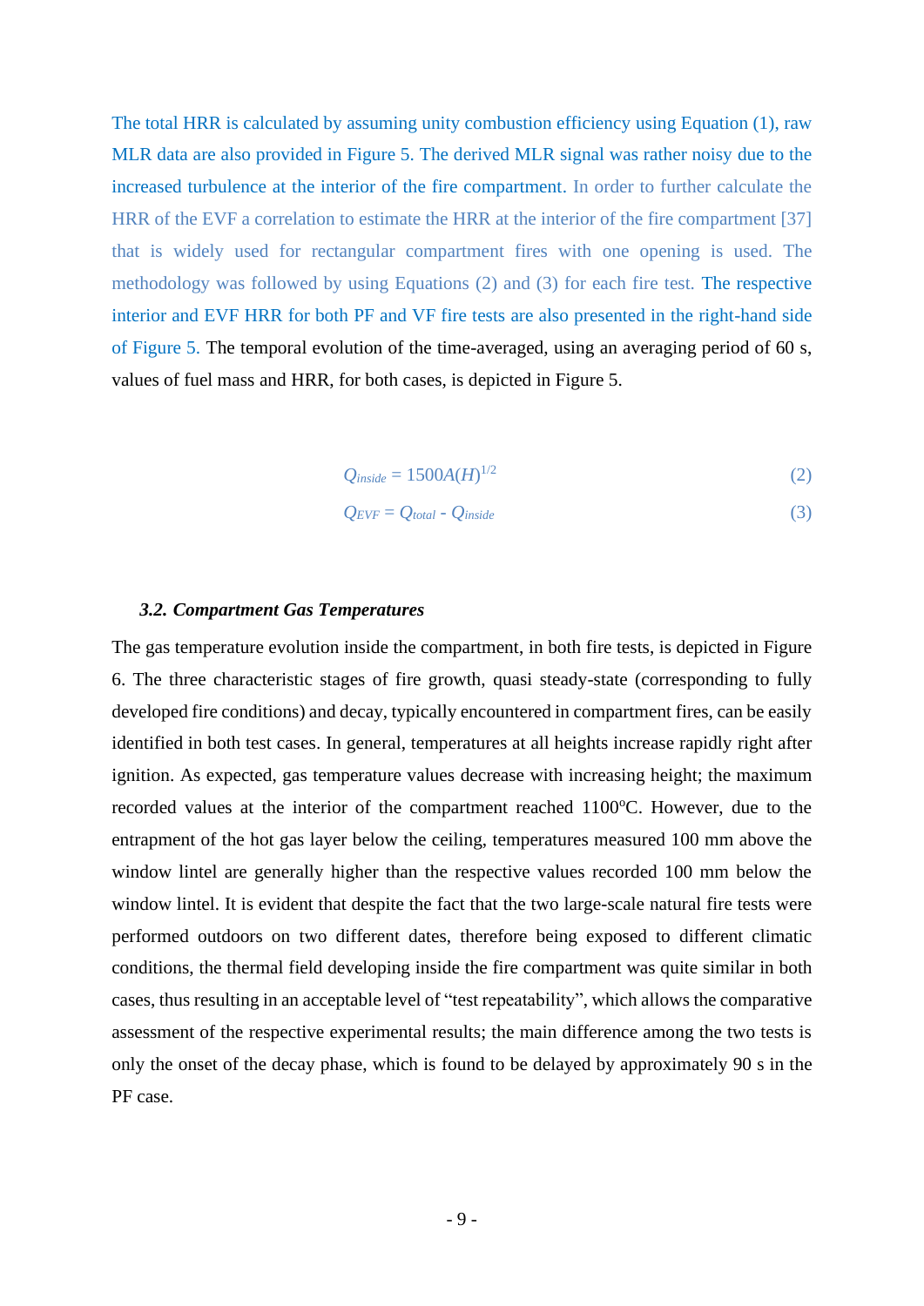The total HRR is calculated by assuming unity combustion efficiency using Equation (1), raw MLR data are also provided in Figure 5. The derived MLR signal was rather noisy due to the increased turbulence at the interior of the fire compartment. In order to further calculate the HRR of the EVF a correlation to estimate the HRR at the interior of the fire compartment [37] that is widely used for rectangular compartment fires with one opening is used. The methodology was followed by using Equations (2) and (3) for each fire test. The respective interior and EVF HRR for both PF and VF fire tests are also presented in the right-hand side of Figure 5. The temporal evolution of the time-averaged, using an averaging period of 60 s, values of fuel mass and HRR, for both cases, is depicted in Figure 5.

$$Q_{inside} = 1500A(H)^{1/2} \tag{2}$$

$$Q_{EVF} = Q_{total} - Q_{inside} \tag{3}$$

### *3.2. Compartment Gas Temperatures*

The gas temperature evolution inside the compartment, in both fire tests, is depicted in Figure 6. The three characteristic stages of fire growth, quasi steady-state (corresponding to fully developed fire conditions) and decay, typically encountered in compartment fires, can be easily identified in both test cases. In general, temperatures at all heights increase rapidly right after ignition. As expected, gas temperature values decrease with increasing height; the maximum recorded values at the interior of the compartment reached 1100$^{o}$C. However, due to the entrapment of the hot gas layer below the ceiling, temperatures measured 100 mm above the window lintel are generally higher than the respective values recorded 100 mm below the window lintel. It is evident that despite the fact that the two large-scale natural fire tests were performed outdoors on two different dates, therefore being exposed to different climatic conditions, the thermal field developing inside the fire compartment was quite similar in both cases, thus resulting in an acceptable level of "test repeatability", which allows the comparative assessment of the respective experimental results; the main difference among the two tests is only the onset of the decay phase, which is found to be delayed by approximately 90 s in the PF case.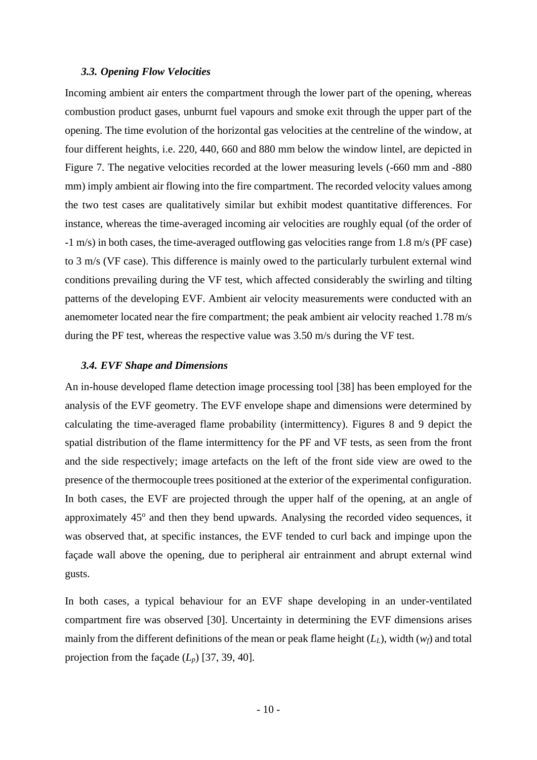### *3.3. Opening Flow Velocities*

Incoming ambient air enters the compartment through the lower part of the opening, whereas combustion product gases, unburnt fuel vapours and smoke exit through the upper part of the opening. The time evolution of the horizontal gas velocities at the centreline of the window, at four different heights, i.e. 220, 440, 660 and 880 mm below the window lintel, are depicted in Figure 7. The negative velocities recorded at the lower measuring levels (-660 mm and -880 mm) imply ambient air flowing into the fire compartment. The recorded velocity values among the two test cases are qualitatively similar but exhibit modest quantitative differences. For instance, whereas the time-averaged incoming air velocities are roughly equal (of the order of -1 m/s) in both cases, the time-averaged outflowing gas velocities range from 1.8 m/s (PF case) to 3 m/s (VF case). This difference is mainly owed to the particularly turbulent external wind conditions prevailing during the VF test, which affected considerably the swirling and tilting patterns of the developing EVF. Ambient air velocity measurements were conducted with an anemometer located near the fire compartment; the peak ambient air velocity reached 1.78 m/s during the PF test, whereas the respective value was 3.50 m/s during the VF test.

### *3.4. EVF Shape and Dimensions*

An in-house developed flame detection image processing tool [38] has been employed for the analysis of the EVF geometry. The EVF envelope shape and dimensions were determined by calculating the time-averaged flame probability (intermittency). Figures 8 and 9 depict the spatial distribution of the flame intermittency for the PF and VF tests, as seen from the front and the side respectively; image artefacts on the left of the front side view are owed to the presence of the thermocouple trees positioned at the exterior of the experimental configuration. In both cases, the EVF are projected through the upper half of the opening, at an angle of approximately 45$^{o}$ and then they bend upwards. Analysing the recorded video sequences, it was observed that, at specific instances, the EVF tended to curl back and impinge upon the façade wall above the opening, due to peripheral air entrainment and abrupt external wind gusts.

In both cases, a typical behaviour for an EVF shape developing in an under-ventilated compartment fire was observed [30]. Uncertainty in determining the EVF dimensions arises mainly from the different definitions of the mean or peak flame height ($L_L$), width ($w_f$) and total projection from the façade ($L_p$) [37, 39, 40].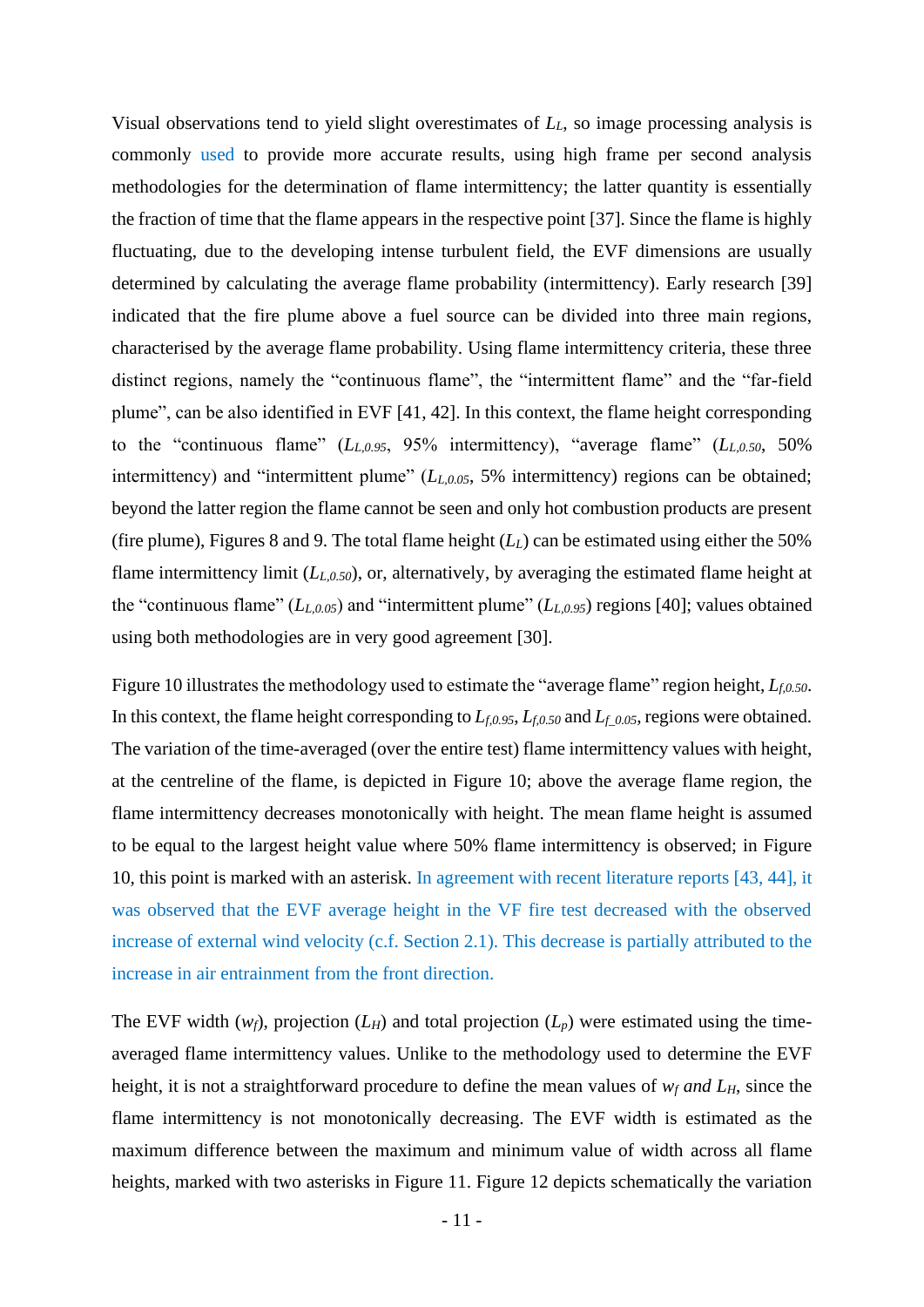Visual observations tend to yield slight overestimates of $L_L$, so image processing analysis is commonly used to provide more accurate results, using high frame per second analysis methodologies for the determination of flame intermittency; the latter quantity is essentially the fraction of time that the flame appears in the respective point [37]. Since the flame is highly fluctuating, due to the developing intense turbulent field, the EVF dimensions are usually determined by calculating the average flame probability (intermittency). Early research [39] indicated that the fire plume above a fuel source can be divided into three main regions, characterised by the average flame probability. Using flame intermittency criteria, these three distinct regions, namely the "continuous flame", the "intermittent flame" and the "far-field plume", can be also identified in EVF [41, 42]. In this context, the flame height corresponding to the "continuous flame" ($L_{L,0.95}$, 95% intermittency), "average flame" ($L_{L,0.50}$, 50% intermittency) and "intermittent plume" ($L_{L,0.05}$, 5% intermittency) regions can be obtained; beyond the latter region the flame cannot be seen and only hot combustion products are present (fire plume), Figures 8 and 9. The total flame height ($L_L$) can be estimated using either the 50% flame intermittency limit ($L_{L,0.50}$), or, alternatively, by averaging the estimated flame height at the "continuous flame" ($L_{L,0.05}$) and "intermittent plume" ($L_{L,0.95}$) regions [40]; values obtained using both methodologies are in very good agreement [30].

Figure 10 illustrates the methodology used to estimate the "average flame" region height, $L_{f,0.50}$. In this context, the flame height corresponding to $L_{f,0.95}$, $L_{f,0.50}$ and $L_{f\_0.05}$, regions were obtained. The variation of the time-averaged (over the entire test) flame intermittency values with height, at the centreline of the flame, is depicted in Figure 10; above the average flame region, the flame intermittency decreases monotonically with height. The mean flame height is assumed to be equal to the largest height value where 50% flame intermittency is observed; in Figure 10, this point is marked with an asterisk. In agreement with recent literature reports [43, 44], it was observed that the EVF average height in the VF fire test decreased with the observed increase of external wind velocity (c.f. Section 2.1). This decrease is partially attributed to the increase in air entrainment from the front direction.

The EVF width ($w_f$), projection ($L_H$) and total projection ($L_p$) were estimated using the time-averaged flame intermittency values. Unlike to the methodology used to determine the EVF height, it is not a straightforward procedure to define the mean values of $w_f$ *and* $L_H$, since the flame intermittency is not monotonically decreasing. The EVF width is estimated as the maximum difference between the maximum and minimum value of width across all flame heights, marked with two asterisks in Figure 11. Figure 12 depicts schematically the variation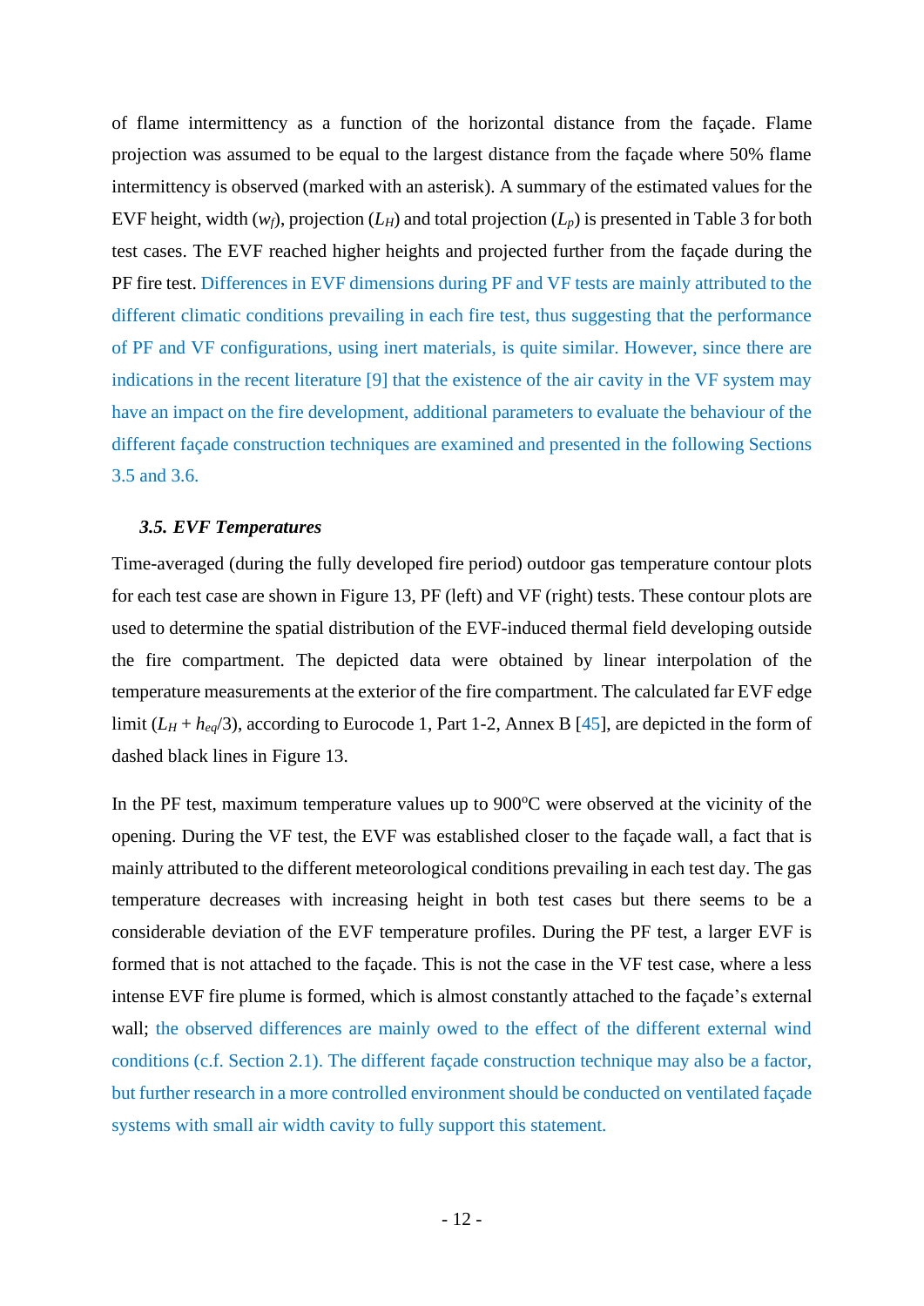of flame intermittency as a function of the horizontal distance from the façade. Flame projection was assumed to be equal to the largest distance from the façade where 50% flame intermittency is observed (marked with an asterisk). A summary of the estimated values for the EVF height, width ($w_f$), projection ($L_H$) and total projection ($L_p$) is presented in Table 3 for both test cases. The EVF reached higher heights and projected further from the façade during the PF fire test. Differences in EVF dimensions during PF and VF tests are mainly attributed to the different climatic conditions prevailing in each fire test, thus suggesting that the performance of PF and VF configurations, using inert materials, is quite similar. However, since there are indications in the recent literature [9] that the existence of the air cavity in the VF system may have an impact on the fire development, additional parameters to evaluate the behaviour of the different façade construction techniques are examined and presented in the following Sections 3.5 and 3.6.

### *3.5. EVF Temperatures*

Time-averaged (during the fully developed fire period) outdoor gas temperature contour plots for each test case are shown in Figure 13, PF (left) and VF (right) tests. These contour plots are used to determine the spatial distribution of the EVF-induced thermal field developing outside the fire compartment. The depicted data were obtained by linear interpolation of the temperature measurements at the exterior of the fire compartment. The calculated far EVF edge limit ($L_H + h_{eq}/3$), according to Eurocode 1, Part 1-2, Annex B [45], are depicted in the form of dashed black lines in Figure 13.

In the PF test, maximum temperature values up to 900°C were observed at the vicinity of the opening. During the VF test, the EVF was established closer to the façade wall, a fact that is mainly attributed to the different meteorological conditions prevailing in each test day. The gas temperature decreases with increasing height in both test cases but there seems to be a considerable deviation of the EVF temperature profiles. During the PF test, a larger EVF is formed that is not attached to the façade. This is not the case in the VF test case, where a less intense EVF fire plume is formed, which is almost constantly attached to the façade's external wall; the observed differences are mainly owed to the effect of the different external wind conditions (c.f. Section 2.1). The different façade construction technique may also be a factor, but further research in a more controlled environment should be conducted on ventilated façade systems with small air width cavity to fully support this statement.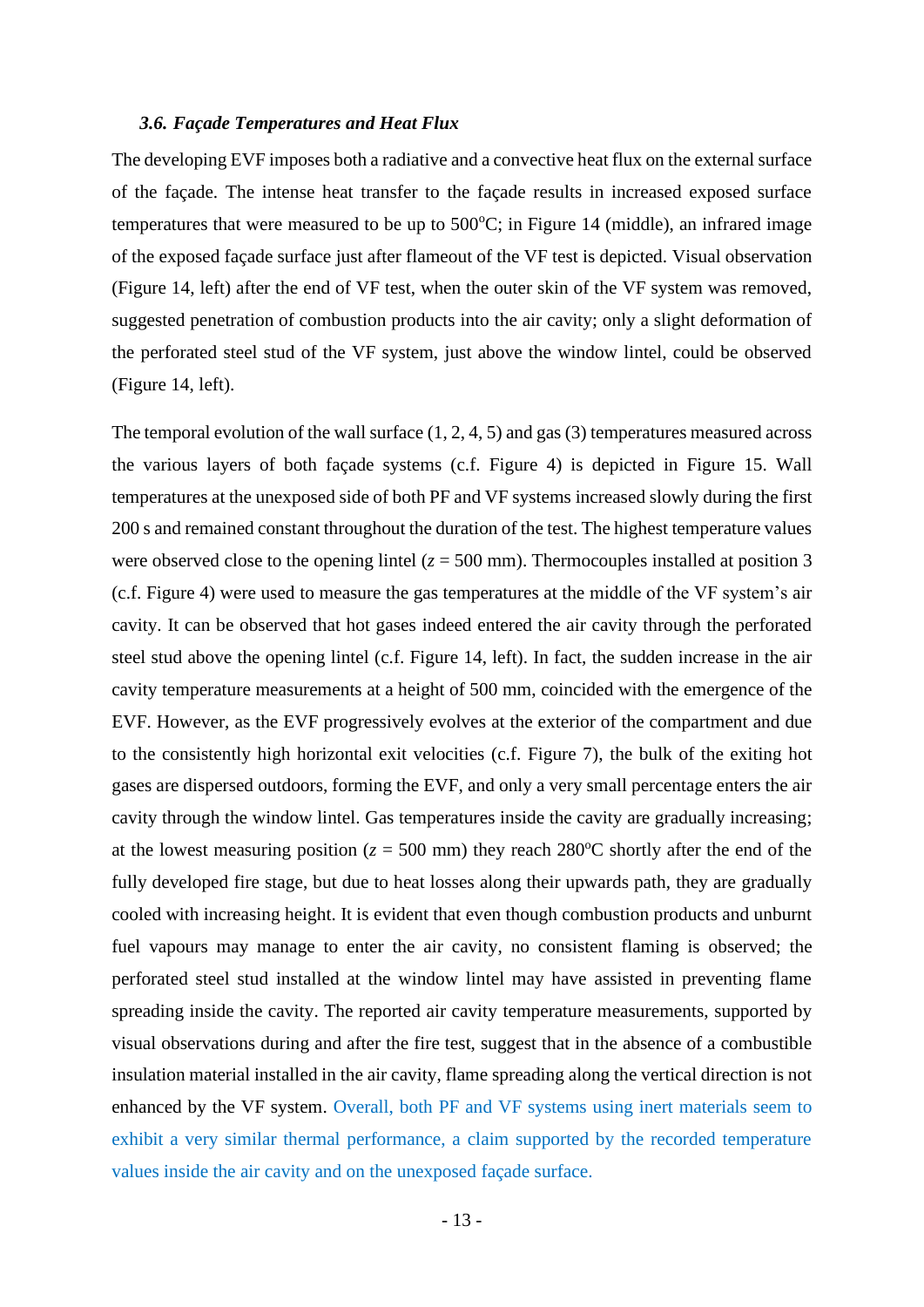### *3.6. Façade Temperatures and Heat Flux*

The developing EVF imposes both a radiative and a convective heat flux on the external surface of the façade. The intense heat transfer to the façade results in increased exposed surface temperatures that were measured to be up to 500°C; in Figure 14 (middle), an infrared image of the exposed façade surface just after flameout of the VF test is depicted. Visual observation (Figure 14, left) after the end of VF test, when the outer skin of the VF system was removed, suggested penetration of combustion products into the air cavity; only a slight deformation of the perforated steel stud of the VF system, just above the window lintel, could be observed (Figure 14, left).

The temporal evolution of the wall surface (1, 2, 4, 5) and gas (3) temperatures measured across the various layers of both façade systems (c.f. Figure 4) is depicted in Figure 15. Wall temperatures at the unexposed side of both PF and VF systems increased slowly during the first 200 s and remained constant throughout the duration of the test. The highest temperature values were observed close to the opening lintel ($z$ = 500 mm). Thermocouples installed at position 3 (c.f. Figure 4) were used to measure the gas temperatures at the middle of the VF system's air cavity. It can be observed that hot gases indeed entered the air cavity through the perforated steel stud above the opening lintel (c.f. Figure 14, left). In fact, the sudden increase in the air cavity temperature measurements at a height of 500 mm, coincided with the emergence of the EVF. However, as the EVF progressively evolves at the exterior of the compartment and due to the consistently high horizontal exit velocities (c.f. Figure 7), the bulk of the exiting hot gases are dispersed outdoors, forming the EVF, and only a very small percentage enters the air cavity through the window lintel. Gas temperatures inside the cavity are gradually increasing; at the lowest measuring position ($z$ = 500 mm) they reach 280°C shortly after the end of the fully developed fire stage, but due to heat losses along their upwards path, they are gradually cooled with increasing height. It is evident that even though combustion products and unburnt fuel vapours may manage to enter the air cavity, no consistent flaming is observed; the perforated steel stud installed at the window lintel may have assisted in preventing flame spreading inside the cavity. The reported air cavity temperature measurements, supported by visual observations during and after the fire test, suggest that in the absence of a combustible insulation material installed in the air cavity, flame spreading along the vertical direction is not enhanced by the VF system. Overall, both PF and VF systems using inert materials seem to exhibit a very similar thermal performance, a claim supported by the recorded temperature values inside the air cavity and on the unexposed façade surface.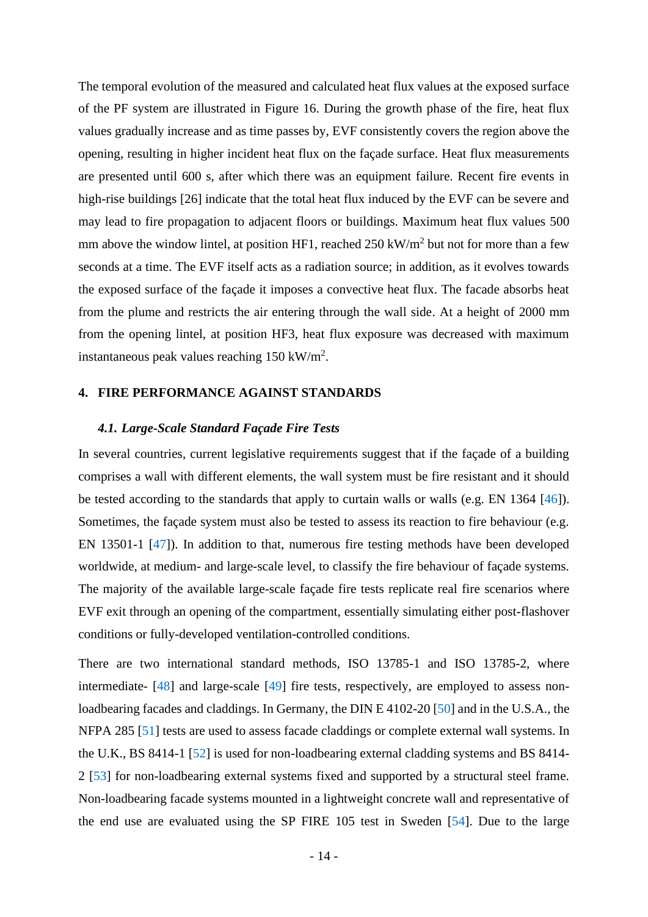The temporal evolution of the measured and calculated heat flux values at the exposed surface of the PF system are illustrated in Figure 16. During the growth phase of the fire, heat flux values gradually increase and as time passes by, EVF consistently covers the region above the opening, resulting in higher incident heat flux on the façade surface. Heat flux measurements are presented until 600 s, after which there was an equipment failure. Recent fire events in high-rise buildings [26] indicate that the total heat flux induced by the EVF can be severe and may lead to fire propagation to adjacent floors or buildings. Maximum heat flux values 500 mm above the window lintel, at position HF1, reached 250 kW/m$^2$ but not for more than a few seconds at a time. The EVF itself acts as a radiation source; in addition, as it evolves towards the exposed surface of the façade it imposes a convective heat flux. The facade absorbs heat from the plume and restricts the air entering through the wall side. At a height of 2000 mm from the opening lintel, at position HF3, heat flux exposure was decreased with maximum instantaneous peak values reaching 150 kW/m$^2$.

## 4. FIRE PERFORMANCE AGAINST STANDARDS

### *4.1. Large-Scale Standard Façade Fire Tests*

In several countries, current legislative requirements suggest that if the façade of a building comprises a wall with different elements, the wall system must be fire resistant and it should be tested according to the standards that apply to curtain walls or walls (e.g. EN 1364 [46]). Sometimes, the façade system must also be tested to assess its reaction to fire behaviour (e.g. EN 13501-1 [47]). In addition to that, numerous fire testing methods have been developed worldwide, at medium- and large-scale level, to classify the fire behaviour of façade systems. The majority of the available large-scale façade fire tests replicate real fire scenarios where EVF exit through an opening of the compartment, essentially simulating either post-flashover conditions or fully-developed ventilation-controlled conditions.

There are two international standard methods, ISO 13785-1 and ISO 13785-2, where intermediate- [48] and large-scale [49] fire tests, respectively, are employed to assess non-loadbearing facades and claddings. In Germany, the DIN E 4102-20 [50] and in the U.S.A., the NFPA 285 [51] tests are used to assess facade claddings or complete external wall systems. In the U.K., BS 8414-1 [52] is used for non-loadbearing external cladding systems and BS 8414-2 [53] for non-loadbearing external systems fixed and supported by a structural steel frame. Non-loadbearing facade systems mounted in a lightweight concrete wall and representative of the end use are evaluated using the SP FIRE 105 test in Sweden [54]. Due to the large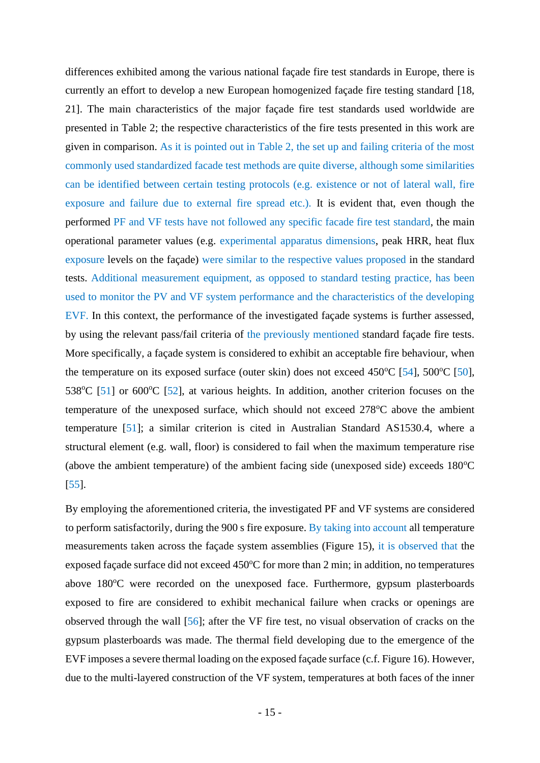differences exhibited among the various national façade fire test standards in Europe, there is currently an effort to develop a new European homogenized façade fire testing standard [18, 21]. The main characteristics of the major façade fire test standards used worldwide are presented in Table 2; the respective characteristics of the fire tests presented in this work are given in comparison. As it is pointed out in Table 2, the set up and failing criteria of the most commonly used standardized facade test methods are quite diverse, although some similarities can be identified between certain testing protocols (e.g. existence or not of lateral wall, fire exposure and failure due to external fire spread etc.). It is evident that, even though the performed PF and VF tests have not followed any specific facade fire test standard, the main operational parameter values (e.g. experimental apparatus dimensions, peak HRR, heat flux exposure levels on the façade) were similar to the respective values proposed in the standard tests. Additional measurement equipment, as opposed to standard testing practice, has been used to monitor the PV and VF system performance and the characteristics of the developing EVF. In this context, the performance of the investigated façade systems is further assessed, by using the relevant pass/fail criteria of the previously mentioned standard façade fire tests. More specifically, a façade system is considered to exhibit an acceptable fire behaviour, when the temperature on its exposed surface (outer skin) does not exceed 450°C [54], 500°C [50], 538°C [51] or 600°C [52], at various heights. In addition, another criterion focuses on the temperature of the unexposed surface, which should not exceed 278°C above the ambient temperature [51]; a similar criterion is cited in Australian Standard AS1530.4, where a structural element (e.g. wall, floor) is considered to fail when the maximum temperature rise (above the ambient temperature) of the ambient facing side (unexposed side) exceeds 180°C [55].

By employing the aforementioned criteria, the investigated PF and VF systems are considered to perform satisfactorily, during the 900 s fire exposure. By taking into account all temperature measurements taken across the façade system assemblies (Figure 15), it is observed that the exposed façade surface did not exceed 450°C for more than 2 min; in addition, no temperatures above 180°C were recorded on the unexposed face. Furthermore, gypsum plasterboards exposed to fire are considered to exhibit mechanical failure when cracks or openings are observed through the wall [56]; after the VF fire test, no visual observation of cracks on the gypsum plasterboards was made. The thermal field developing due to the emergence of the EVF imposes a severe thermal loading on the exposed façade surface (c.f. Figure 16). However, due to the multi-layered construction of the VF system, temperatures at both faces of the inner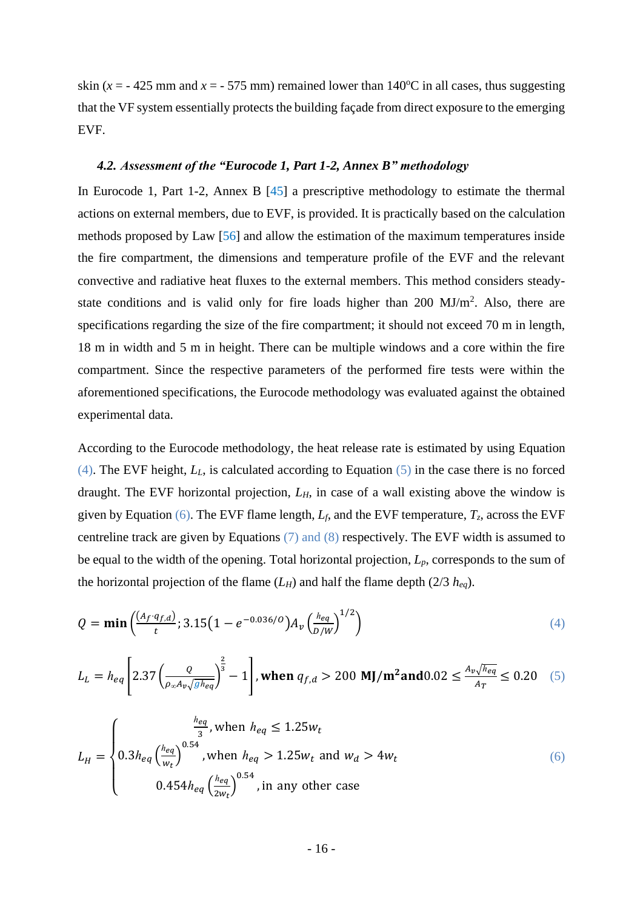skin ($x$ = - 425 mm and $x$ = - 575 mm) remained lower than 140°C in all cases, thus suggesting that the VF system essentially protects the building façade from direct exposure to the emerging EVF.

### *4.2. Assessment of the "Eurocode 1, Part 1-2, Annex B" methodology*

In Eurocode 1, Part 1-2, Annex B [45] a prescriptive methodology to estimate the thermal actions on external members, due to EVF, is provided. It is practically based on the calculation methods proposed by Law [56] and allow the estimation of the maximum temperatures inside the fire compartment, the dimensions and temperature profile of the EVF and the relevant convective and radiative heat fluxes to the external members. This method considers steady-state conditions and is valid only for fire loads higher than 200 MJ/m$^2$. Also, there are specifications regarding the size of the fire compartment; it should not exceed 70 m in length, 18 m in width and 5 m in height. There can be multiple windows and a core within the fire compartment. Since the respective parameters of the performed fire tests were within the aforementioned specifications, the Eurocode methodology was evaluated against the obtained experimental data.

According to the Eurocode methodology, the heat release rate is estimated by using Equation (4). The EVF height, $L_L$, is calculated according to Equation (5) in the case there is no forced draught. The EVF horizontal projection, $L_H$, in case of a wall existing above the window is given by Equation (6). The EVF flame length, $L_f$, and the EVF temperature, $T_z$, across the EVF centreline track are given by Equations (7) and (8) respectively. The EVF width is assumed to be equal to the width of the opening. Total horizontal projection, $L_p$, corresponds to the sum of the horizontal projection of the flame ($L_H$) and half the flame depth (2/3 $h_{eq}$).

$$Q = \mathbf{min}\left(\frac{(A_f \cdot q_{f,d})}{t}; 3.15\left(1 - e^{-0.036/O}\right) A_v \left(\frac{h_{eq}}{D/W}\right)^{1/2}\right) \tag{4}$$

$$L_L = h_{eq}\left[2.37\left(\frac{Q}{\rho_\infty A_v \sqrt{g h_{eq}}}\right)^{\frac{2}{3}} - 1\right], \textbf{when } q_{f,d} > 200 \textbf{ MJ/m}^2 \textbf{and} \, 0.02 \le \frac{A_v \sqrt{h_{eq}}}{A_T} \le 0.20 \tag{5}$$

$$L_H = \begin{cases} \dfrac{h_{eq}}{3}, \text{when } h_{eq} \le 1.25 w_t \\ 0.3 h_{eq}\left(\dfrac{h_{eq}}{w_t}\right)^{0.54}, \text{when } h_{eq} > 1.25 w_t \text{ and } w_d > 4 w_t \\ 0.454 h_{eq}\left(\dfrac{h_{eq}}{2 w_t}\right)^{0.54}, \text{in any other case} \end{cases} \tag{6}$$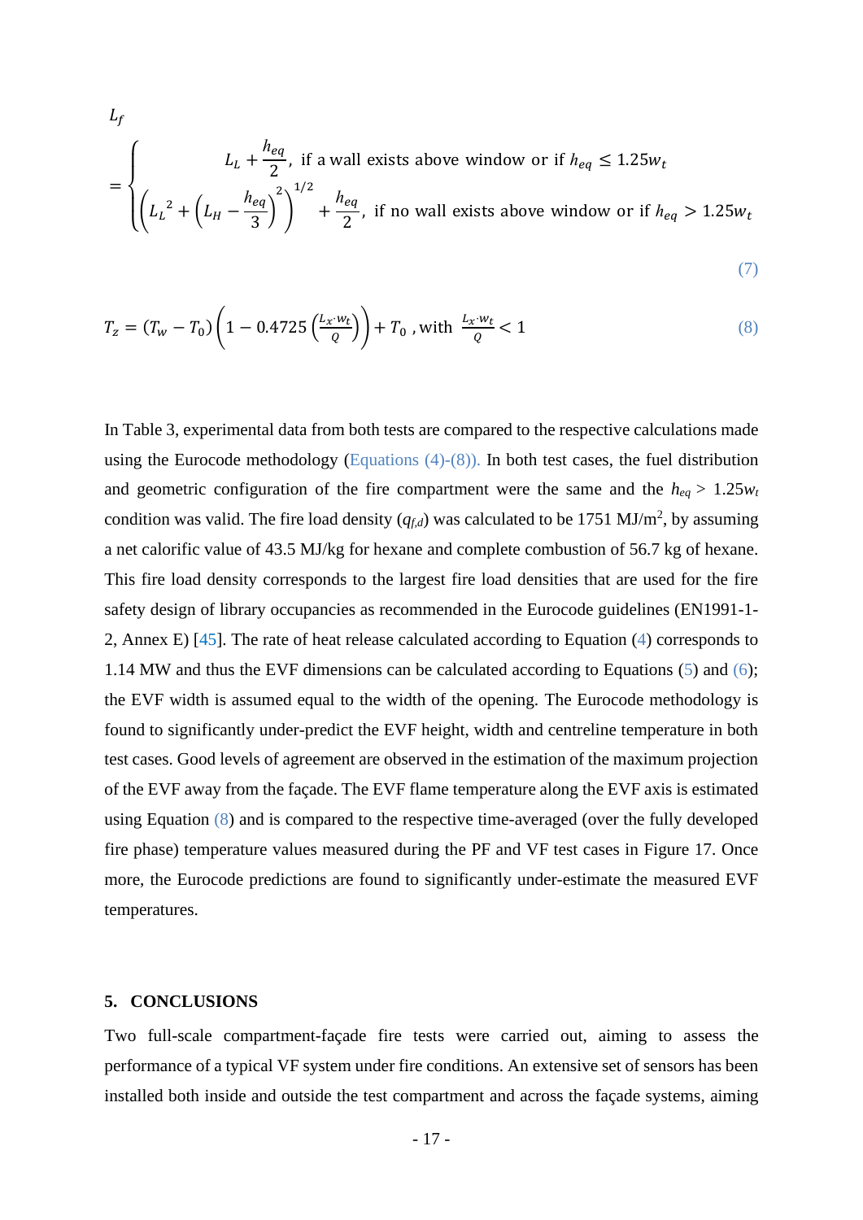$$L_f = \begin{cases} L_L + \dfrac{h_{eq}}{2}, \text{ if a wall exists above window or if } h_{eq} \leq 1.25w_t \\ \left({L_L}^2 + \left(L_H - \dfrac{h_{eq}}{3}\right)^2\right)^{1/2} + \dfrac{h_{eq}}{2}, \text{ if no wall exists above window or if } h_{eq} > 1.25w_t \end{cases} \quad (7)$$

$$T_z = (T_w - T_0)\left(1 - 0.4725\left(\frac{L_x \cdot w_t}{Q}\right)\right) + T_0 \text{ , with } \frac{L_x \cdot w_t}{Q} < 1 \quad (8)$$

In Table 3, experimental data from both tests are compared to the respective calculations made using the Eurocode methodology (Equations (4)-(8)). In both test cases, the fuel distribution and geometric configuration of the fire compartment were the same and the $h_{eq} > 1.25w_t$ condition was valid. The fire load density ($q_{f,d}$) was calculated to be 1751 MJ/m$^2$, by assuming a net calorific value of 43.5 MJ/kg for hexane and complete combustion of 56.7 kg of hexane. This fire load density corresponds to the largest fire load densities that are used for the fire safety design of library occupancies as recommended in the Eurocode guidelines (EN1991-1-2, Annex E) [45]. The rate of heat release calculated according to Equation (4) corresponds to 1.14 MW and thus the EVF dimensions can be calculated according to Equations (5) and (6); the EVF width is assumed equal to the width of the opening. The Eurocode methodology is found to significantly under-predict the EVF height, width and centreline temperature in both test cases. Good levels of agreement are observed in the estimation of the maximum projection of the EVF away from the façade. The EVF flame temperature along the EVF axis is estimated using Equation (8) and is compared to the respective time-averaged (over the fully developed fire phase) temperature values measured during the PF and VF test cases in Figure 17. Once more, the Eurocode predictions are found to significantly under-estimate the measured EVF temperatures.

## 5. CONCLUSIONS

Two full-scale compartment-façade fire tests were carried out, aiming to assess the performance of a typical VF system under fire conditions. An extensive set of sensors has been installed both inside and outside the test compartment and across the façade systems, aiming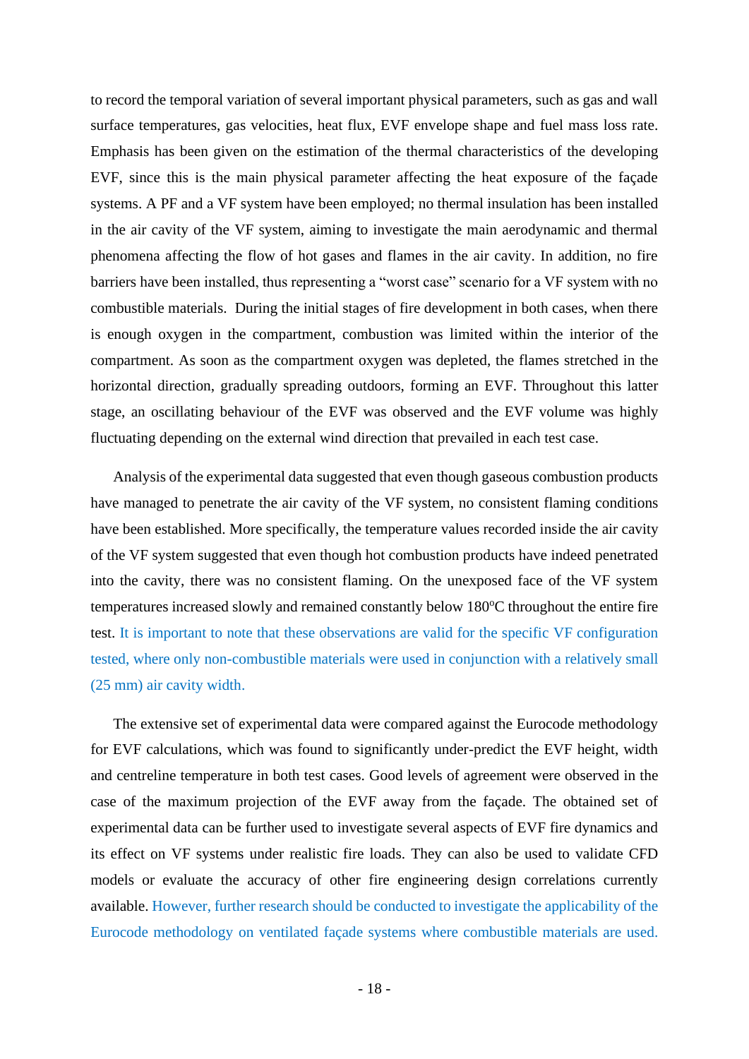to record the temporal variation of several important physical parameters, such as gas and wall surface temperatures, gas velocities, heat flux, EVF envelope shape and fuel mass loss rate. Emphasis has been given on the estimation of the thermal characteristics of the developing EVF, since this is the main physical parameter affecting the heat exposure of the façade systems. A PF and a VF system have been employed; no thermal insulation has been installed in the air cavity of the VF system, aiming to investigate the main aerodynamic and thermal phenomena affecting the flow of hot gases and flames in the air cavity. In addition, no fire barriers have been installed, thus representing a "worst case" scenario for a VF system with no combustible materials. During the initial stages of fire development in both cases, when there is enough oxygen in the compartment, combustion was limited within the interior of the compartment. As soon as the compartment oxygen was depleted, the flames stretched in the horizontal direction, gradually spreading outdoors, forming an EVF. Throughout this latter stage, an oscillating behaviour of the EVF was observed and the EVF volume was highly fluctuating depending on the external wind direction that prevailed in each test case.

Analysis of the experimental data suggested that even though gaseous combustion products have managed to penetrate the air cavity of the VF system, no consistent flaming conditions have been established. More specifically, the temperature values recorded inside the air cavity of the VF system suggested that even though hot combustion products have indeed penetrated into the cavity, there was no consistent flaming. On the unexposed face of the VF system temperatures increased slowly and remained constantly below 180°C throughout the entire fire test. It is important to note that these observations are valid for the specific VF configuration tested, where only non-combustible materials were used in conjunction with a relatively small (25 mm) air cavity width.

The extensive set of experimental data were compared against the Eurocode methodology for EVF calculations, which was found to significantly under-predict the EVF height, width and centreline temperature in both test cases. Good levels of agreement were observed in the case of the maximum projection of the EVF away from the façade. The obtained set of experimental data can be further used to investigate several aspects of EVF fire dynamics and its effect on VF systems under realistic fire loads. They can also be used to validate CFD models or evaluate the accuracy of other fire engineering design correlations currently available. However, further research should be conducted to investigate the applicability of the Eurocode methodology on ventilated façade systems where combustible materials are used.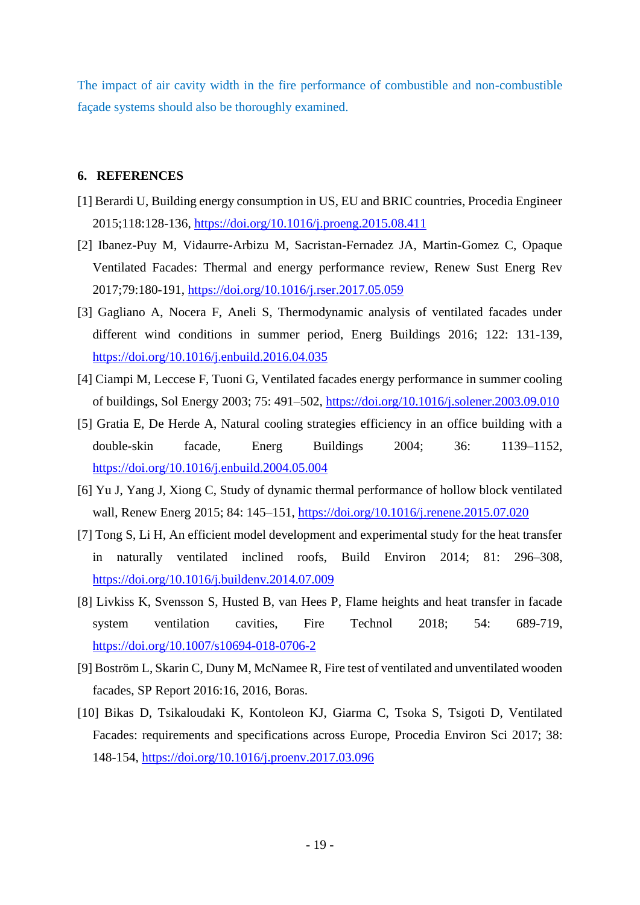The impact of air cavity width in the fire performance of combustible and non-combustible façade systems should also be thoroughly examined.

## 6. REFERENCES

[1] Berardi U, Building energy consumption in US, EU and BRIC countries, Procedia Engineer 2015;118:128-136, https://doi.org/10.1016/j.proeng.2015.08.411

[2] Ibanez-Puy M, Vidaurre-Arbizu M, Sacristan-Fernadez JA, Martin-Gomez C, Opaque Ventilated Facades: Thermal and energy performance review, Renew Sust Energ Rev 2017;79:180-191, https://doi.org/10.1016/j.rser.2017.05.059

[3] Gagliano A, Nocera F, Aneli S, Thermodynamic analysis of ventilated facades under different wind conditions in summer period, Energ Buildings 2016; 122: 131-139, https://doi.org/10.1016/j.enbuild.2016.04.035

[4] Ciampi M, Leccese F, Tuoni G, Ventilated facades energy performance in summer cooling of buildings, Sol Energy 2003; 75: 491–502, https://doi.org/10.1016/j.solener.2003.09.010

[5] Gratia E, De Herde A, Natural cooling strategies efficiency in an office building with a double-skin facade, Energ Buildings 2004; 36: 1139–1152, https://doi.org/10.1016/j.enbuild.2004.05.004

[6] Yu J, Yang J, Xiong C, Study of dynamic thermal performance of hollow block ventilated wall, Renew Energ 2015; 84: 145–151, https://doi.org/10.1016/j.renene.2015.07.020

[7] Tong S, Li H, An efficient model development and experimental study for the heat transfer in naturally ventilated inclined roofs, Build Environ 2014; 81: 296–308, https://doi.org/10.1016/j.buildenv.2014.07.009

[8] Livkiss K, Svensson S, Husted B, van Hees P, Flame heights and heat transfer in facade system ventilation cavities, Fire Technol 2018; 54: 689-719, https://doi.org/10.1007/s10694-018-0706-2

[9] Boström L, Skarin C, Duny M, McNamee R, Fire test of ventilated and unventilated wooden facades, SP Report 2016:16, 2016, Boras.

[10] Bikas D, Tsikaloudaki K, Kontoleon KJ, Giarma C, Tsoka S, Tsigoti D, Ventilated Facades: requirements and specifications across Europe, Procedia Environ Sci 2017; 38: 148-154, https://doi.org/10.1016/j.proenv.2017.03.096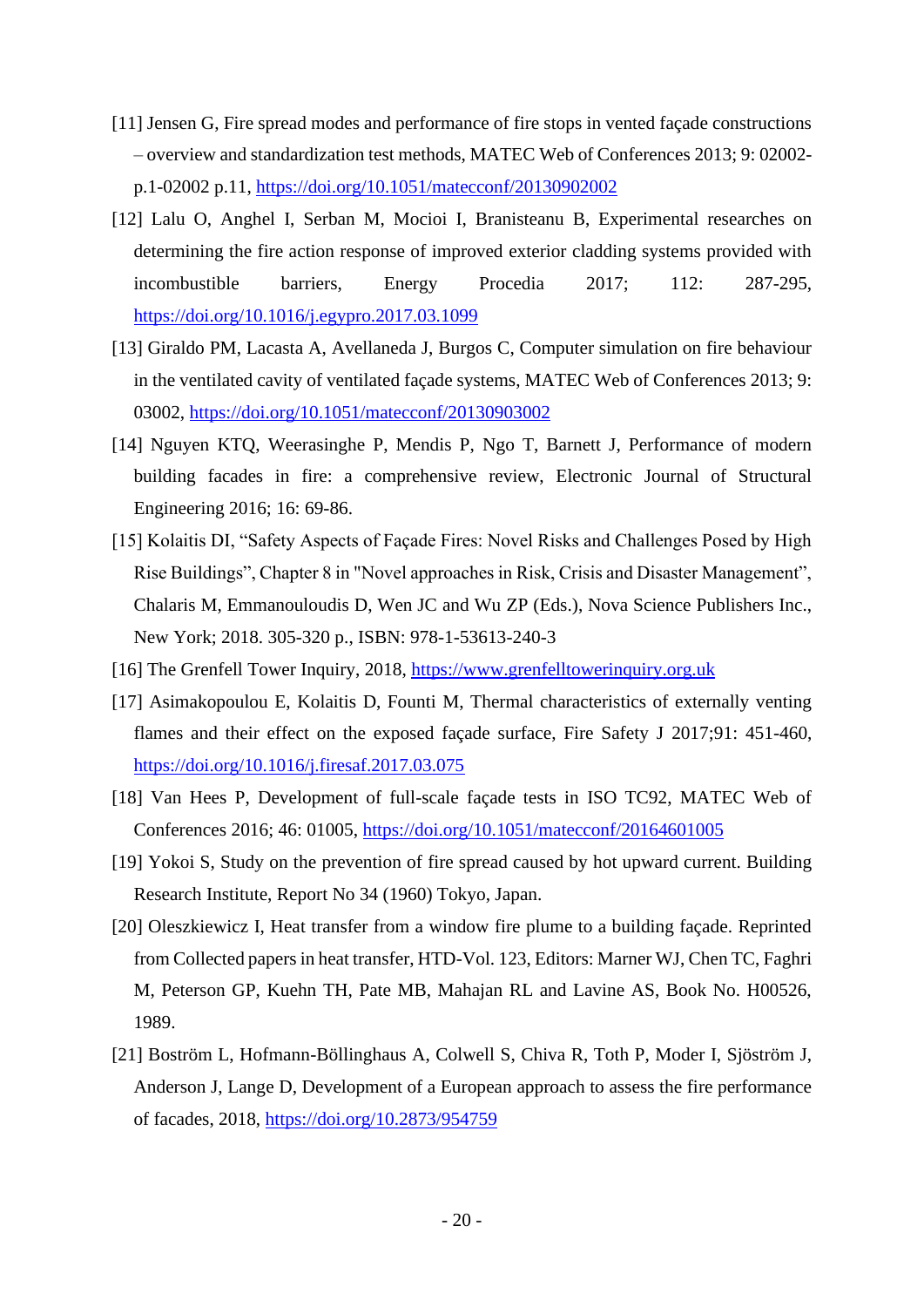[11] Jensen G, Fire spread modes and performance of fire stops in vented façade constructions – overview and standardization test methods, MATEC Web of Conferences 2013; 9: 02002-p.1-02002 p.11, https://doi.org/10.1051/matecconf/20130902002

[12] Lalu O, Anghel I, Serban M, Mocioi I, Branisteanu B, Experimental researches on determining the fire action response of improved exterior cladding systems provided with incombustible barriers, Energy Procedia 2017; 112: 287-295, https://doi.org/10.1016/j.egypro.2017.03.1099

[13] Giraldo PM, Lacasta A, Avellaneda J, Burgos C, Computer simulation on fire behaviour in the ventilated cavity of ventilated façade systems, MATEC Web of Conferences 2013; 9: 03002, https://doi.org/10.1051/matecconf/20130903002

[14] Nguyen KTQ, Weerasinghe P, Mendis P, Ngo T, Barnett J, Performance of modern building facades in fire: a comprehensive review, Electronic Journal of Structural Engineering 2016; 16: 69-86.

[15] Kolaitis DI, "Safety Aspects of Façade Fires: Novel Risks and Challenges Posed by High Rise Buildings", Chapter 8 in "Novel approaches in Risk, Crisis and Disaster Management", Chalaris M, Emmanouloudis D, Wen JC and Wu ZP (Eds.), Nova Science Publishers Inc., New York; 2018. 305-320 p., ISBN: 978-1-53613-240-3

[16] The Grenfell Tower Inquiry, 2018, https://www.grenfelltowerinquiry.org.uk

[17] Asimakopoulou E, Kolaitis D, Founti M, Thermal characteristics of externally venting flames and their effect on the exposed façade surface, Fire Safety J 2017;91: 451-460, https://doi.org/10.1016/j.firesaf.2017.03.075

[18] Van Hees P, Development of full-scale façade tests in ISO TC92, MATEC Web of Conferences 2016; 46: 01005, https://doi.org/10.1051/matecconf/20164601005

[19] Yokoi S, Study on the prevention of fire spread caused by hot upward current. Building Research Institute, Report No 34 (1960) Tokyo, Japan.

[20] Oleszkiewicz I, Heat transfer from a window fire plume to a building façade. Reprinted from Collected papers in heat transfer, HTD-Vol. 123, Editors: Marner WJ, Chen TC, Faghri M, Peterson GP, Kuehn TH, Pate MB, Mahajan RL and Lavine AS, Book No. H00526, 1989.

[21] Boström L, Hofmann-Böllinghaus A, Colwell S, Chiva R, Toth P, Moder I, Sjöström J, Anderson J, Lange D, Development of a European approach to assess the fire performance of facades, 2018, https://doi.org/10.2873/954759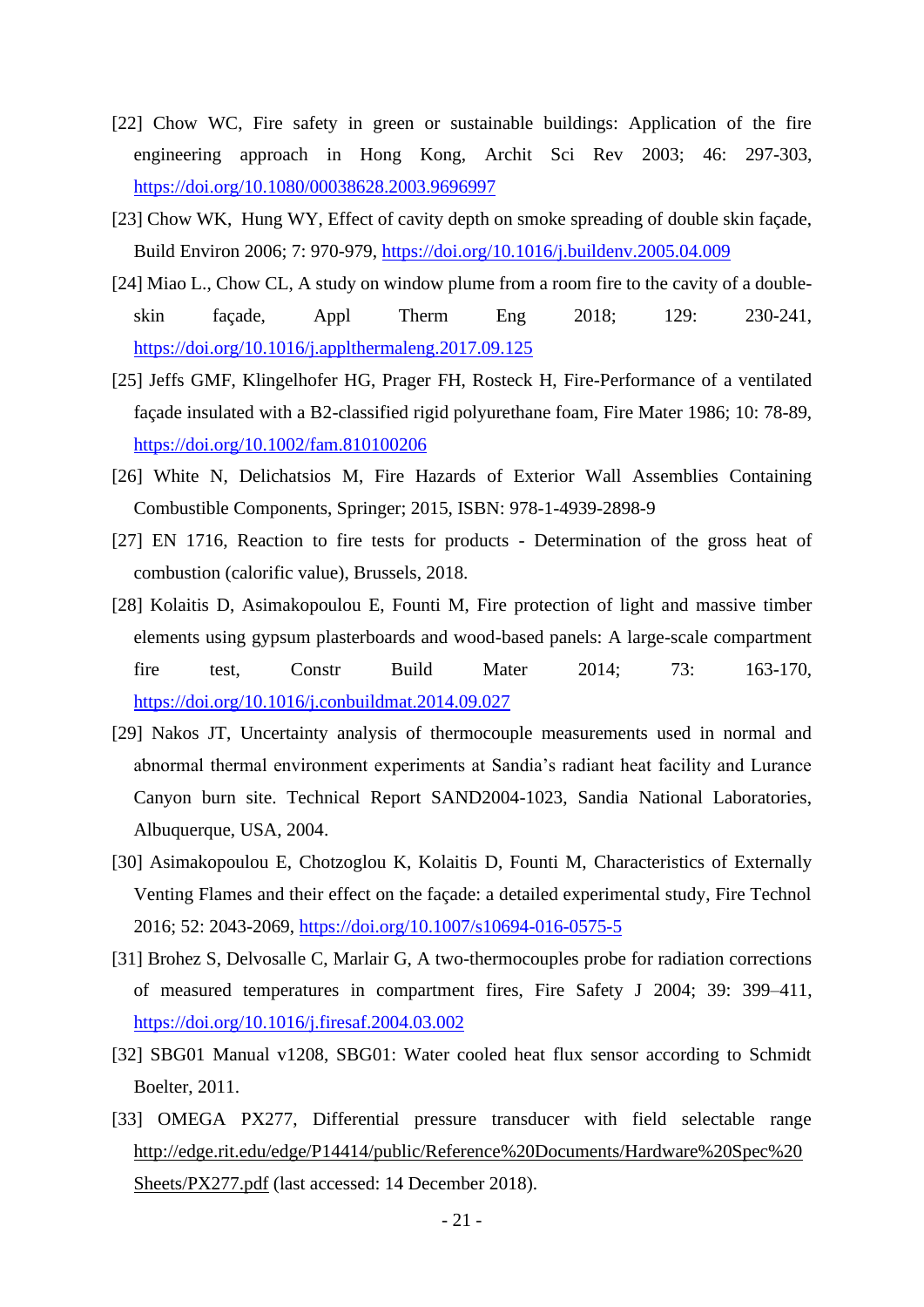[22] Chow WC, Fire safety in green or sustainable buildings: Application of the fire engineering approach in Hong Kong, Archit Sci Rev 2003; 46: 297-303, https://doi.org/10.1080/00038628.2003.9696997

[23] Chow WK, Hung WY, Effect of cavity depth on smoke spreading of double skin façade, Build Environ 2006; 7: 970-979, https://doi.org/10.1016/j.buildenv.2005.04.009

[24] Miao L., Chow CL, A study on window plume from a room fire to the cavity of a double-skin façade, Appl Therm Eng 2018; 129: 230-241, https://doi.org/10.1016/j.applthermaleng.2017.09.125

[25] Jeffs GMF, Klingelhofer HG, Prager FH, Rosteck H, Fire-Performance of a ventilated façade insulated with a B2-classified rigid polyurethane foam, Fire Mater 1986; 10: 78-89, https://doi.org/10.1002/fam.810100206

[26] White N, Delichatsios M, Fire Hazards of Exterior Wall Assemblies Containing Combustible Components, Springer; 2015, ISBN: 978-1-4939-2898-9

[27] EN 1716, Reaction to fire tests for products - Determination of the gross heat of combustion (calorific value), Brussels, 2018.

[28] Kolaitis D, Asimakopoulou E, Founti M, Fire protection of light and massive timber elements using gypsum plasterboards and wood-based panels: A large-scale compartment fire test, Constr Build Mater 2014; 73: 163-170, https://doi.org/10.1016/j.conbuildmat.2014.09.027

[29] Nakos JT, Uncertainty analysis of thermocouple measurements used in normal and abnormal thermal environment experiments at Sandia's radiant heat facility and Lurance Canyon burn site. Technical Report SAND2004-1023, Sandia National Laboratories, Albuquerque, USA, 2004.

[30] Asimakopoulou E, Chotzoglou K, Kolaitis D, Founti M, Characteristics of Externally Venting Flames and their effect on the façade: a detailed experimental study, Fire Technol 2016; 52: 2043-2069, https://doi.org/10.1007/s10694-016-0575-5

[31] Brohez S, Delvosalle C, Marlair G, A two-thermocouples probe for radiation corrections of measured temperatures in compartment fires, Fire Safety J 2004; 39: 399–411, https://doi.org/10.1016/j.firesaf.2004.03.002

[32] SBG01 Manual v1208, SBG01: Water cooled heat flux sensor according to Schmidt Boelter, 2011.

[33] OMEGA PX277, Differential pressure transducer with field selectable range http://edge.rit.edu/edge/P14414/public/Reference%20Documents/Hardware%20Spec%20Sheets/PX277.pdf (last accessed: 14 December 2018).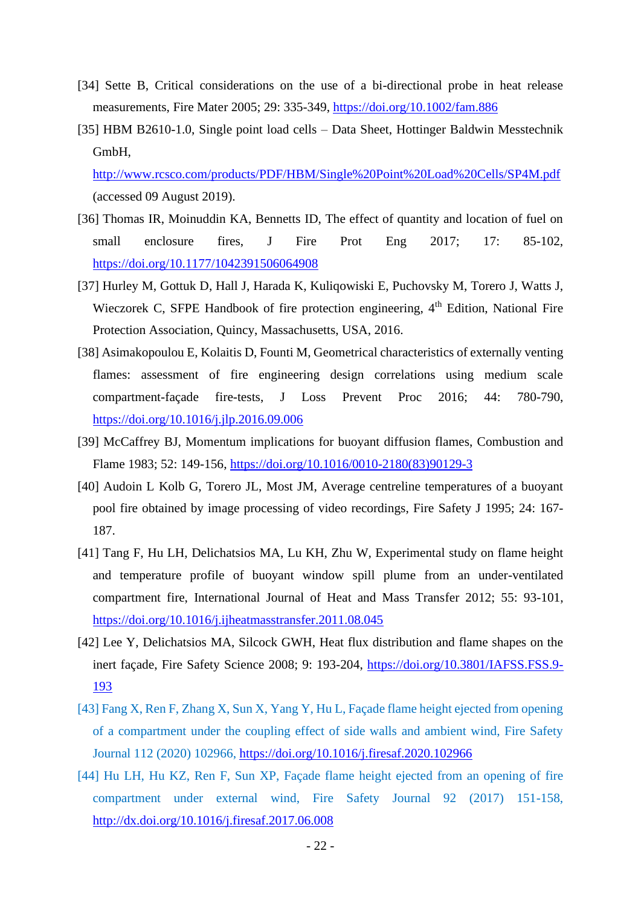[34] Sette B, Critical considerations on the use of a bi-directional probe in heat release measurements, Fire Mater 2005; 29: 335-349, https://doi.org/10.1002/fam.886

[35] HBM B2610-1.0, Single point load cells – Data Sheet, Hottinger Baldwin Messtechnik GmbH, http://www.rcsco.com/products/PDF/HBM/Single%20Point%20Load%20Cells/SP4M.pdf (accessed 09 August 2019).

[36] Thomas IR, Moinuddin KA, Bennetts ID, The effect of quantity and location of fuel on small enclosure fires, J Fire Prot Eng 2017; 17: 85-102, https://doi.org/10.1177/1042391506064908

[37] Hurley M, Gottuk D, Hall J, Harada K, Kuliqowiski E, Puchovsky M, Torero J, Watts J, Wieczorek C, SFPE Handbook of fire protection engineering, 4th Edition, National Fire Protection Association, Quincy, Massachusetts, USA, 2016.

[38] Asimakopoulou E, Kolaitis D, Founti M, Geometrical characteristics of externally venting flames: assessment of fire engineering design correlations using medium scale compartment-façade fire-tests, J Loss Prevent Proc 2016; 44: 780-790, https://doi.org/10.1016/j.jlp.2016.09.006

[39] McCaffrey BJ, Momentum implications for buoyant diffusion flames, Combustion and Flame 1983; 52: 149-156, https://doi.org/10.1016/0010-2180(83)90129-3

[40] Audoin L Kolb G, Torero JL, Most JM, Average centreline temperatures of a buoyant pool fire obtained by image processing of video recordings, Fire Safety J 1995; 24: 167-187.

[41] Tang F, Hu LH, Delichatsios MA, Lu KH, Zhu W, Experimental study on flame height and temperature profile of buoyant window spill plume from an under-ventilated compartment fire, International Journal of Heat and Mass Transfer 2012; 55: 93-101, https://doi.org/10.1016/j.ijheatmasstransfer.2011.08.045

[42] Lee Y, Delichatsios MA, Silcock GWH, Heat flux distribution and flame shapes on the inert façade, Fire Safety Science 2008; 9: 193-204, https://doi.org/10.3801/IAFSS.FSS.9-193

[43] Fang X, Ren F, Zhang X, Sun X, Yang Y, Hu L, Façade flame height ejected from opening of a compartment under the coupling effect of side walls and ambient wind, Fire Safety Journal 112 (2020) 102966, https://doi.org/10.1016/j.firesaf.2020.102966

[44] Hu LH, Hu KZ, Ren F, Sun XP, Façade flame height ejected from an opening of fire compartment under external wind, Fire Safety Journal 92 (2017) 151-158, http://dx.doi.org/10.1016/j.firesaf.2017.06.008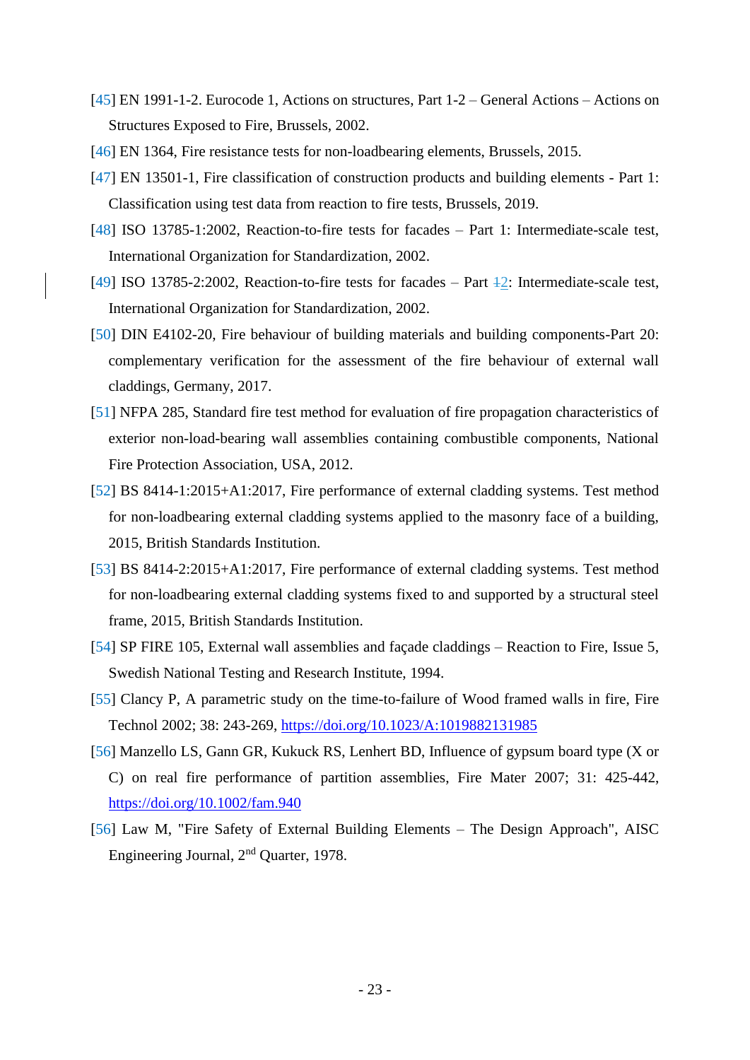[45] EN 1991-1-2. Eurocode 1, Actions on structures, Part 1-2 – General Actions – Actions on Structures Exposed to Fire, Brussels, 2002.

[46] EN 1364, Fire resistance tests for non-loadbearing elements, Brussels, 2015.

[47] EN 13501-1, Fire classification of construction products and building elements - Part 1: Classification using test data from reaction to fire tests, Brussels, 2019.

[48] ISO 13785-1:2002, Reaction-to-fire tests for facades – Part 1: Intermediate-scale test, International Organization for Standardization, 2002.

[49] ISO 13785-2:2002, Reaction-to-fire tests for facades – Part ~~1~~2: Intermediate-scale test, International Organization for Standardization, 2002.

[50] DIN E4102-20, Fire behaviour of building materials and building components-Part 20: complementary verification for the assessment of the fire behaviour of external wall claddings, Germany, 2017.

[51] NFPA 285, Standard fire test method for evaluation of fire propagation characteristics of exterior non-load-bearing wall assemblies containing combustible components, National Fire Protection Association, USA, 2012.

[52] BS 8414-1:2015+A1:2017, Fire performance of external cladding systems. Test method for non-loadbearing external cladding systems applied to the masonry face of a building, 2015, British Standards Institution.

[53] BS 8414-2:2015+A1:2017, Fire performance of external cladding systems. Test method for non-loadbearing external cladding systems fixed to and supported by a structural steel frame, 2015, British Standards Institution.

[54] SP FIRE 105, External wall assemblies and façade claddings – Reaction to Fire, Issue 5, Swedish National Testing and Research Institute, 1994.

[55] Clancy P, A parametric study on the time-to-failure of Wood framed walls in fire, Fire Technol 2002; 38: 243-269, https://doi.org/10.1023/A:1019882131985

[56] Manzello LS, Gann GR, Kukuck RS, Lenhert BD, Influence of gypsum board type (X or C) on real fire performance of partition assemblies, Fire Mater 2007; 31: 425-442, https://doi.org/10.1002/fam.940

[56] Law M, "Fire Safety of External Building Elements – The Design Approach", AISC Engineering Journal, 2nd Quarter, 1978.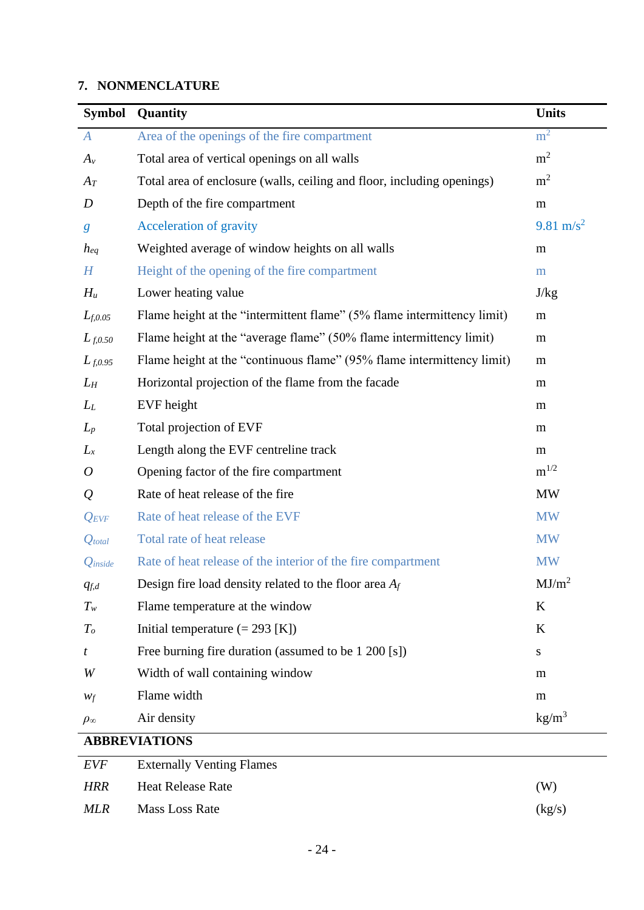## 7. NONMENCLATURE

| Symbol | Quantity | Units |
|---|---|---|
| $A$ | Area of the openings of the fire compartment | $m^2$ |
| $A_v$ | Total area of vertical openings on all walls | $m^2$ |
| $A_T$ | Total area of enclosure (walls, ceiling and floor, including openings) | $m^2$ |
| $D$ | Depth of the fire compartment | m |
| $g$ | Acceleration of gravity | 9.81 $m/s^2$ |
| $h_{eq}$ | Weighted average of window heights on all walls | m |
| $H$ | Height of the opening of the fire compartment | m |
| $H_u$ | Lower heating value | J/kg |
| $L_{f,0.05}$ | Flame height at the "intermittent flame" (5% flame intermittency limit) | m |
| $L_{f,0.50}$ | Flame height at the "average flame" (50% flame intermittency limit) | m |
| $L_{f,0.95}$ | Flame height at the "continuous flame" (95% flame intermittency limit) | m |
| $L_H$ | Horizontal projection of the flame from the facade | m |
| $L_L$ | EVF height | m |
| $L_p$ | Total projection of EVF | m |
| $L_x$ | Length along the EVF centreline track | m |
| $O$ | Opening factor of the fire compartment | $m^{1/2}$ |
| $Q$ | Rate of heat release of the fire | MW |
| $Q_{EVF}$ | Rate of heat release of the EVF | MW |
| $Q_{total}$ | Total rate of heat release | MW |
| $Q_{inside}$ | Rate of heat release of the interior of the fire compartment | MW |
| $q_{f,d}$ | Design fire load density related to the floor area $A_f$ | $MJ/m^2$ |
| $T_w$ | Flame temperature at the window | K |
| $T_o$ | Initial temperature (= 293 [K]) | K |
| $t$ | Free burning fire duration (assumed to be 1 200 [s]) | s |
| $W$ | Width of wall containing window | m |
| $w_f$ | Flame width | m |
| $\rho_\infty$ | Air density | $kg/m^3$ |
| **ABBREVIATIONS** | | |
| *EVF* | Externally Venting Flames | |
| *HRR* | Heat Release Rate | (W) |
| *MLR* | Mass Loss Rate | (kg/s) |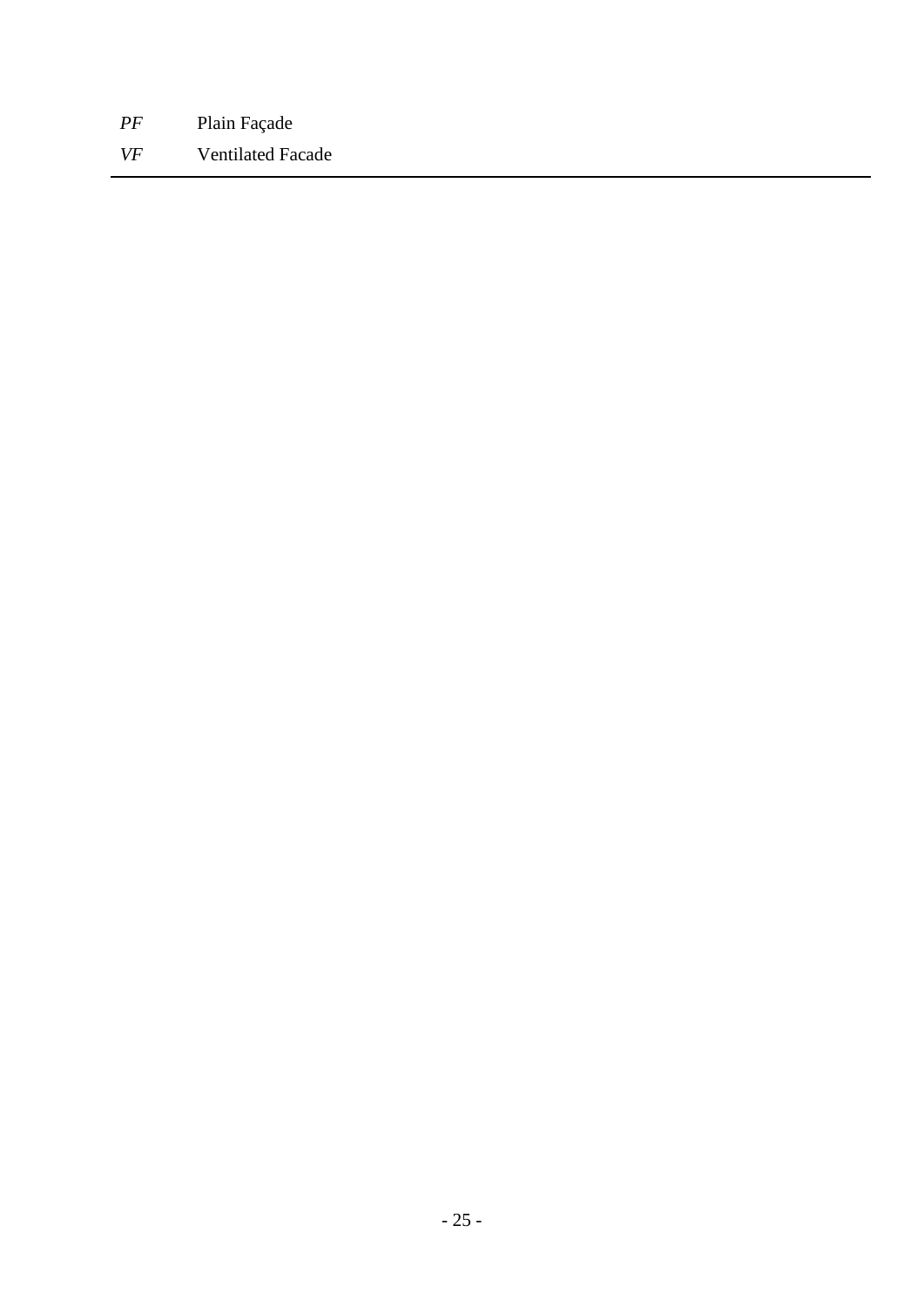| | |
|---|---|
| *PF* | Plain Façade |
| *VF* | Ventilated Facade |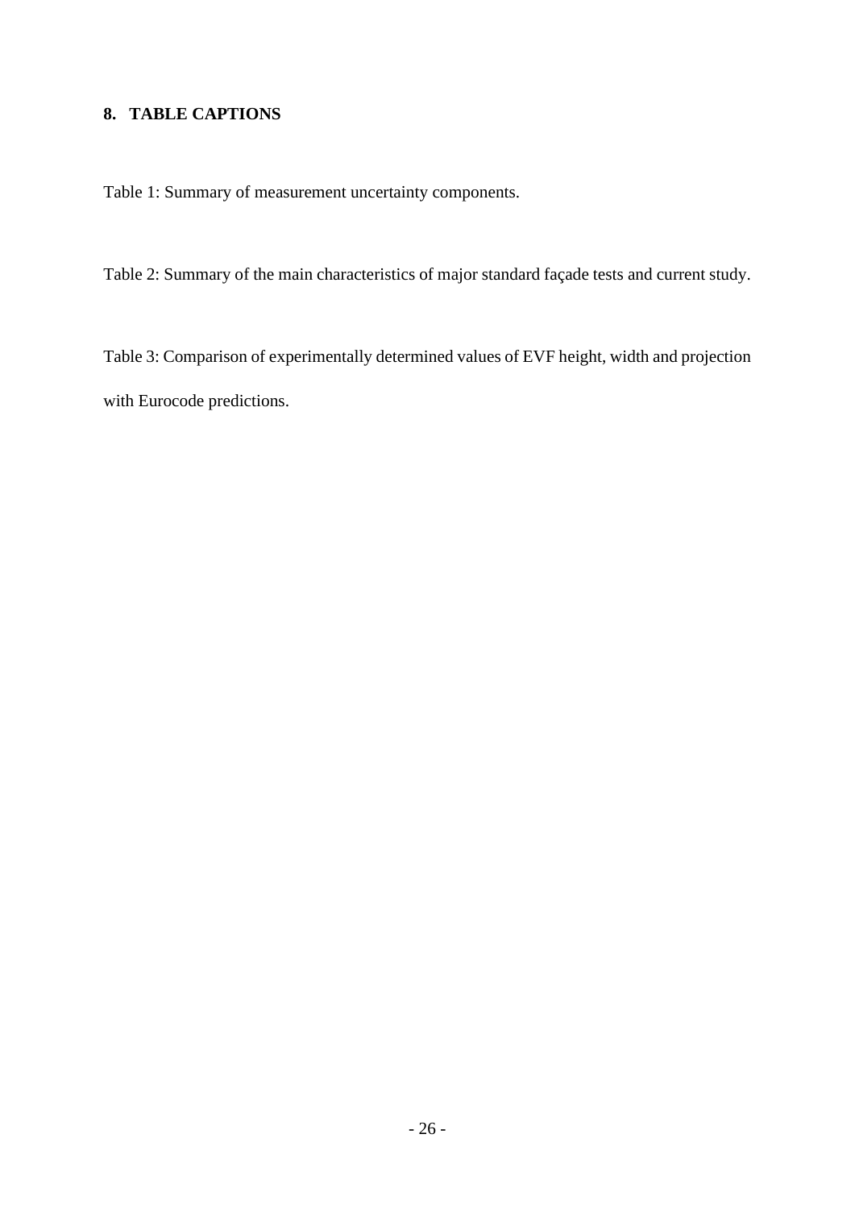## 8. TABLE CAPTIONS

Table 1: Summary of measurement uncertainty components.

Table 2: Summary of the main characteristics of major standard façade tests and current study.

Table 3: Comparison of experimentally determined values of EVF height, width and projection with Eurocode predictions.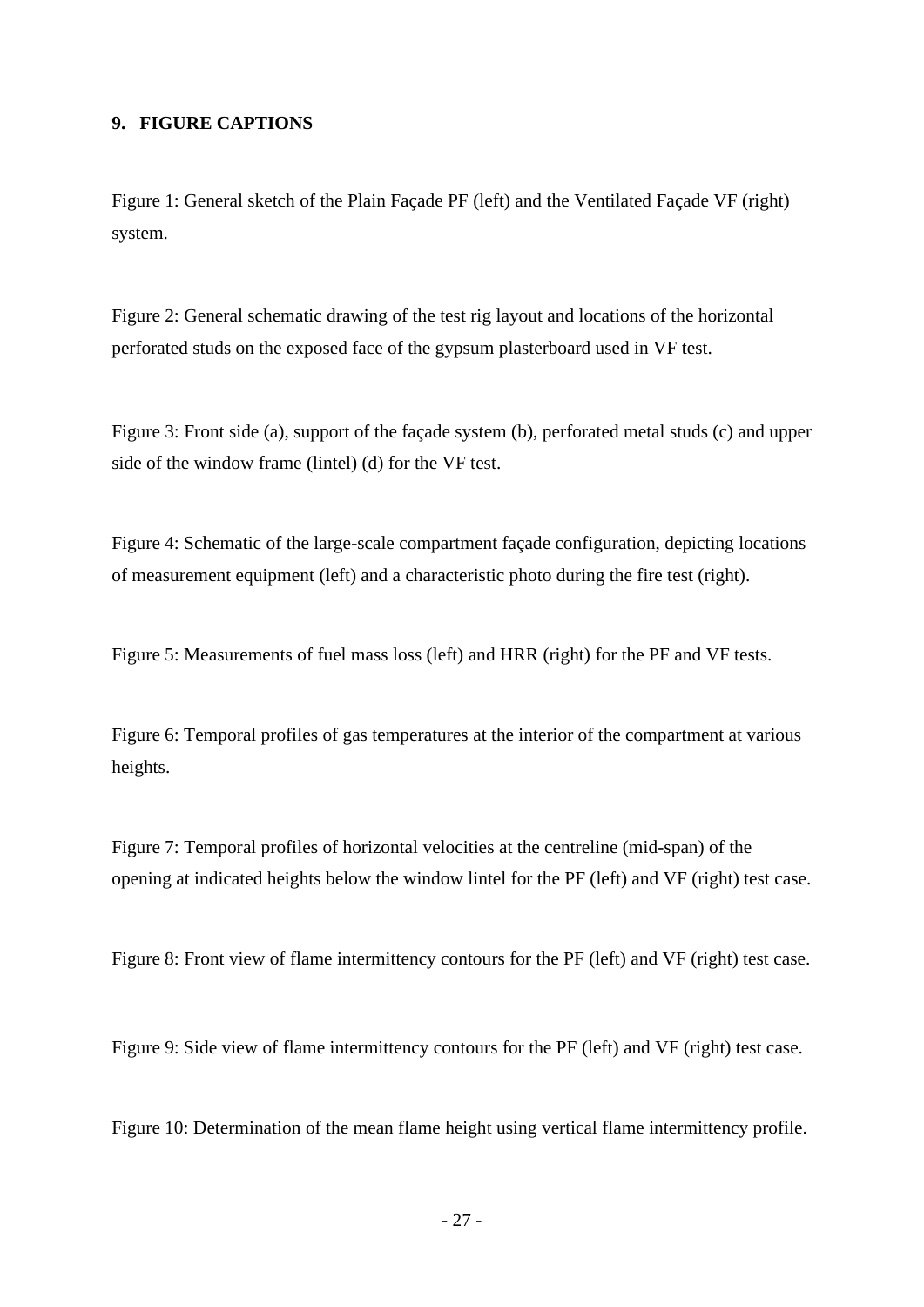## 9. FIGURE CAPTIONS

Figure 1: General sketch of the Plain Façade PF (left) and the Ventilated Façade VF (right) system.

Figure 2: General schematic drawing of the test rig layout and locations of the horizontal perforated studs on the exposed face of the gypsum plasterboard used in VF test.

Figure 3: Front side (a), support of the façade system (b), perforated metal studs (c) and upper side of the window frame (lintel) (d) for the VF test.

Figure 4: Schematic of the large-scale compartment façade configuration, depicting locations of measurement equipment (left) and a characteristic photo during the fire test (right).

Figure 5: Measurements of fuel mass loss (left) and HRR (right) for the PF and VF tests.

Figure 6: Temporal profiles of gas temperatures at the interior of the compartment at various heights.

Figure 7: Temporal profiles of horizontal velocities at the centreline (mid-span) of the opening at indicated heights below the window lintel for the PF (left) and VF (right) test case.

Figure 8: Front view of flame intermittency contours for the PF (left) and VF (right) test case.

Figure 9: Side view of flame intermittency contours for the PF (left) and VF (right) test case.

Figure 10: Determination of the mean flame height using vertical flame intermittency profile.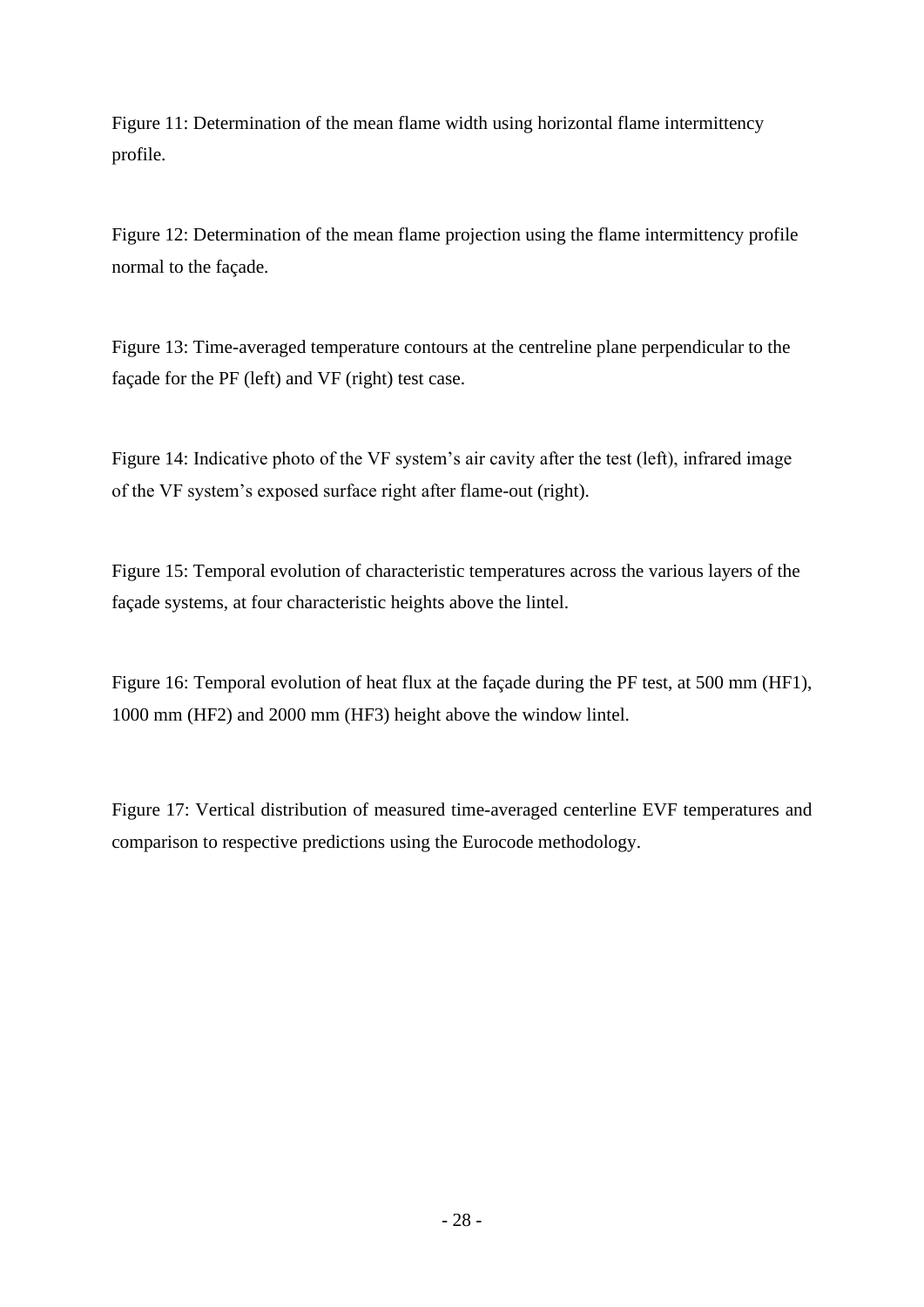Figure 11: Determination of the mean flame width using horizontal flame intermittency profile.

Figure 12: Determination of the mean flame projection using the flame intermittency profile normal to the façade.

Figure 13: Time-averaged temperature contours at the centreline plane perpendicular to the façade for the PF (left) and VF (right) test case.

Figure 14: Indicative photo of the VF system's air cavity after the test (left), infrared image of the VF system's exposed surface right after flame-out (right).

Figure 15: Temporal evolution of characteristic temperatures across the various layers of the façade systems, at four characteristic heights above the lintel.

Figure 16: Temporal evolution of heat flux at the façade during the PF test, at 500 mm (HF1), 1000 mm (HF2) and 2000 mm (HF3) height above the window lintel.

Figure 17: Vertical distribution of measured time-averaged centerline EVF temperatures and comparison to respective predictions using the Eurocode methodology.